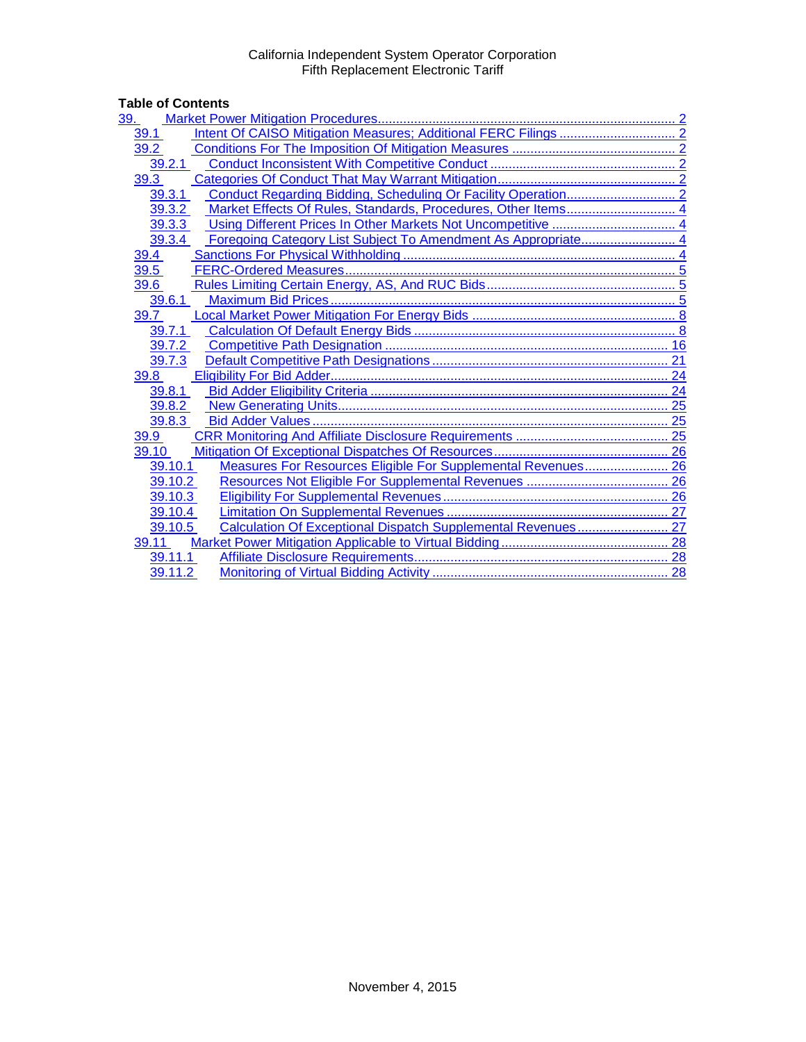California Independent System Operator Corporation
Fifth Replacement Electronic Tariff

**Table of Contents**

- 39. Market Power Mitigation Procedures ..... 2
  - 39.1 Intent Of CAISO Mitigation Measures; Additional FERC Filings ..... 2
  - 39.2 Conditions For The Imposition Of Mitigation Measures ..... 2
    - 39.2.1 Conduct Inconsistent With Competitive Conduct ..... 2
  - 39.3 Categories Of Conduct That May Warrant Mitigation ..... 2
    - 39.3.1 Conduct Regarding Bidding, Scheduling Or Facility Operation ..... 2
    - 39.3.2 Market Effects Of Rules, Standards, Procedures, Other Items ..... 4
    - 39.3.3 Using Different Prices In Other Markets Not Uncompetitive ..... 4
    - 39.3.4 Foregoing Category List Subject To Amendment As Appropriate ..... 4
  - 39.4 Sanctions For Physical Withholding ..... 4
  - 39.5 FERC-Ordered Measures ..... 5
  - 39.6 Rules Limiting Certain Energy, AS, And RUC Bids ..... 5
    - 39.6.1 Maximum Bid Prices ..... 5
  - 39.7 Local Market Power Mitigation For Energy Bids ..... 8
    - 39.7.1 Calculation Of Default Energy Bids ..... 8
    - 39.7.2 Competitive Path Designation ..... 16
    - 39.7.3 Default Competitive Path Designations ..... 21
  - 39.8 Eligibility For Bid Adder ..... 24
    - 39.8.1 Bid Adder Eligibility Criteria ..... 24
    - 39.8.2 New Generating Units ..... 25
    - 39.8.3 Bid Adder Values ..... 25
  - 39.9 CRR Monitoring And Affiliate Disclosure Requirements ..... 25
  - 39.10 Mitigation Of Exceptional Dispatches Of Resources ..... 26
    - 39.10.1 Measures For Resources Eligible For Supplemental Revenues ..... 26
    - 39.10.2 Resources Not Eligible For Supplemental Revenues ..... 26
    - 39.10.3 Eligibility For Supplemental Revenues ..... 26
    - 39.10.4 Limitation On Supplemental Revenues ..... 27
    - 39.10.5 Calculation Of Exceptional Dispatch Supplemental Revenues ..... 27
  - 39.11 Market Power Mitigation Applicable to Virtual Bidding ..... 28
    - 39.11.1 Affiliate Disclosure Requirements ..... 28
    - 39.11.2 Monitoring of Virtual Bidding Activity ..... 28

November 4, 2015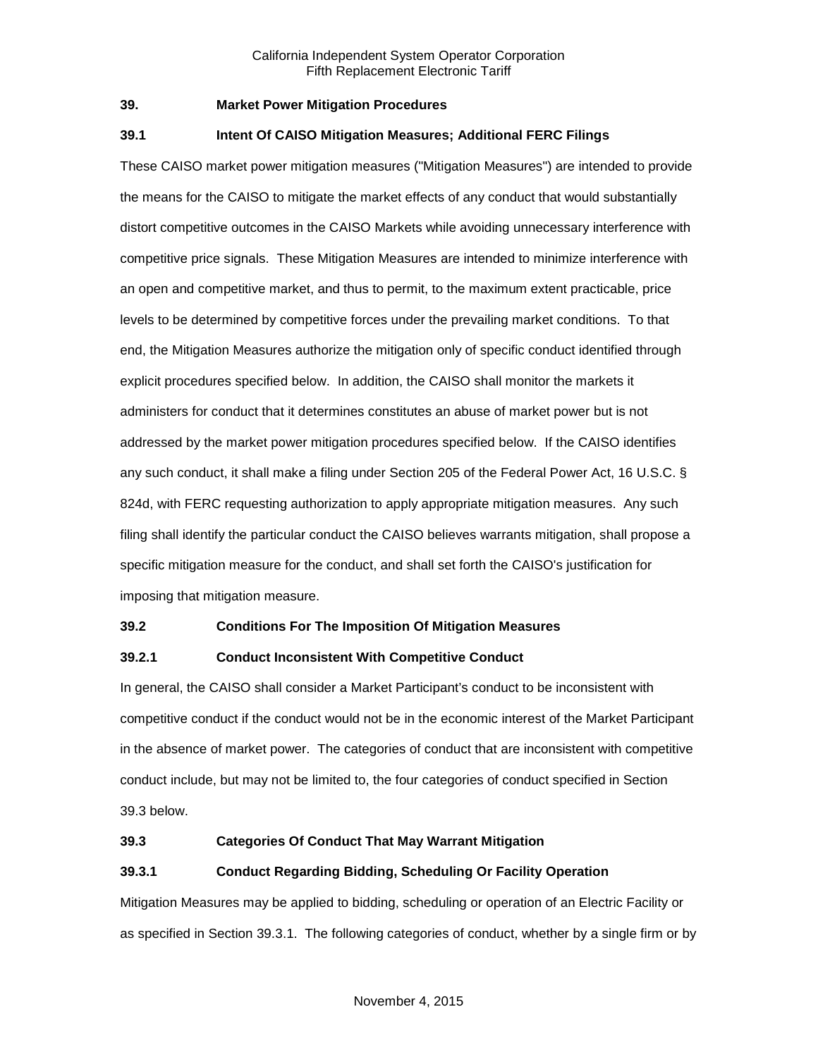## 39. Market Power Mitigation Procedures

### 39.1 Intent Of CAISO Mitigation Measures; Additional FERC Filings

These CAISO market power mitigation measures ("Mitigation Measures") are intended to provide the means for the CAISO to mitigate the market effects of any conduct that would substantially distort competitive outcomes in the CAISO Markets while avoiding unnecessary interference with competitive price signals. These Mitigation Measures are intended to minimize interference with an open and competitive market, and thus to permit, to the maximum extent practicable, price levels to be determined by competitive forces under the prevailing market conditions. To that end, the Mitigation Measures authorize the mitigation only of specific conduct identified through explicit procedures specified below. In addition, the CAISO shall monitor the markets it administers for conduct that it determines constitutes an abuse of market power but is not addressed by the market power mitigation procedures specified below. If the CAISO identifies any such conduct, it shall make a filing under Section 205 of the Federal Power Act, 16 U.S.C. § 824d, with FERC requesting authorization to apply appropriate mitigation measures. Any such filing shall identify the particular conduct the CAISO believes warrants mitigation, shall propose a specific mitigation measure for the conduct, and shall set forth the CAISO's justification for imposing that mitigation measure.

### 39.2 Conditions For The Imposition Of Mitigation Measures

#### 39.2.1 Conduct Inconsistent With Competitive Conduct

In general, the CAISO shall consider a Market Participant's conduct to be inconsistent with competitive conduct if the conduct would not be in the economic interest of the Market Participant in the absence of market power. The categories of conduct that are inconsistent with competitive conduct include, but may not be limited to, the four categories of conduct specified in Section 39.3 below.

### 39.3 Categories Of Conduct That May Warrant Mitigation

#### 39.3.1 Conduct Regarding Bidding, Scheduling Or Facility Operation

Mitigation Measures may be applied to bidding, scheduling or operation of an Electric Facility or as specified in Section 39.3.1. The following categories of conduct, whether by a single firm or by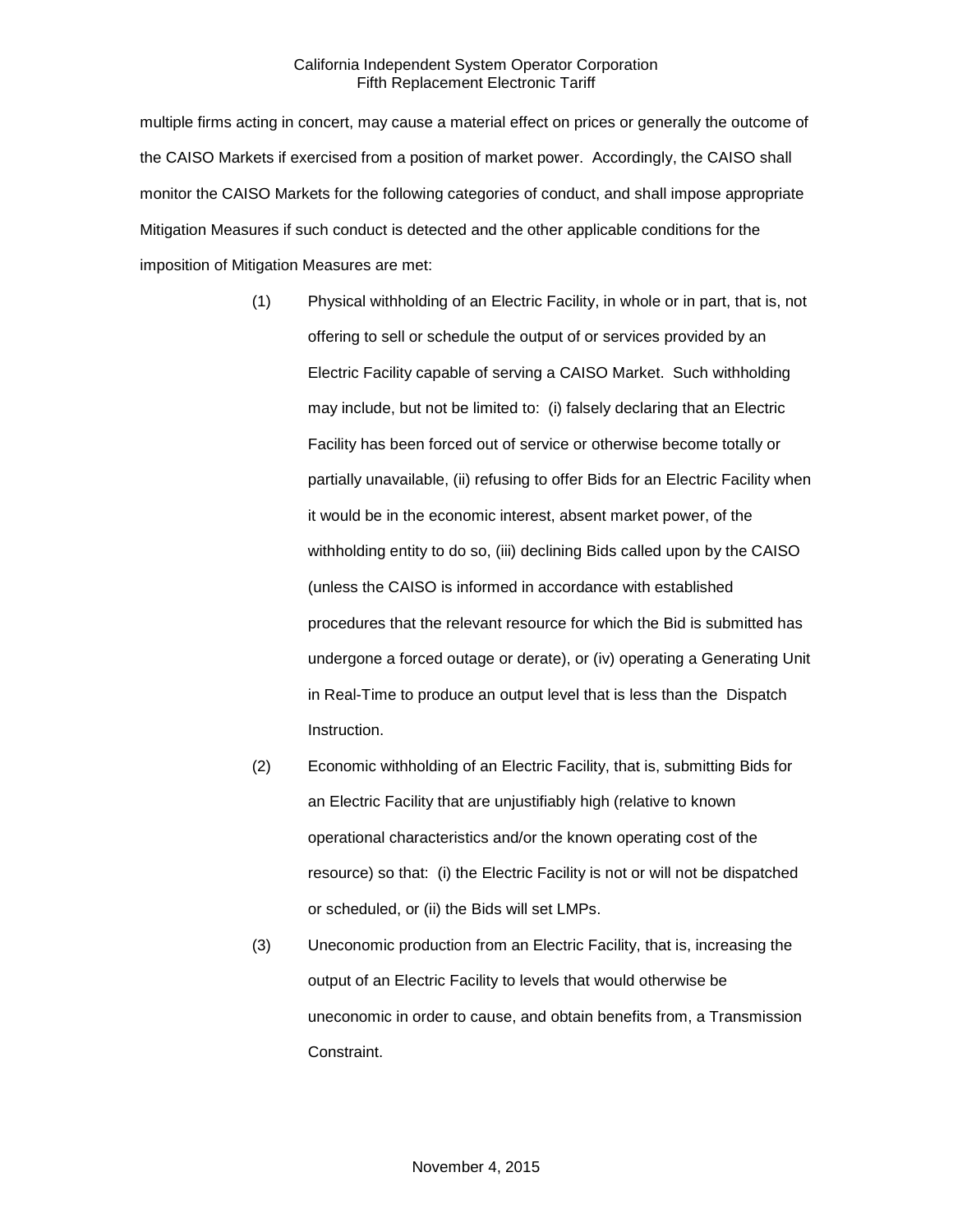multiple firms acting in concert, may cause a material effect on prices or generally the outcome of the CAISO Markets if exercised from a position of market power. Accordingly, the CAISO shall monitor the CAISO Markets for the following categories of conduct, and shall impose appropriate Mitigation Measures if such conduct is detected and the other applicable conditions for the imposition of Mitigation Measures are met:

(1) Physical withholding of an Electric Facility, in whole or in part, that is, not offering to sell or schedule the output of or services provided by an Electric Facility capable of serving a CAISO Market. Such withholding may include, but not be limited to: (i) falsely declaring that an Electric Facility has been forced out of service or otherwise become totally or partially unavailable, (ii) refusing to offer Bids for an Electric Facility when it would be in the economic interest, absent market power, of the withholding entity to do so, (iii) declining Bids called upon by the CAISO (unless the CAISO is informed in accordance with established procedures that the relevant resource for which the Bid is submitted has undergone a forced outage or derate), or (iv) operating a Generating Unit in Real-Time to produce an output level that is less than the Dispatch Instruction.

(2) Economic withholding of an Electric Facility, that is, submitting Bids for an Electric Facility that are unjustifiably high (relative to known operational characteristics and/or the known operating cost of the resource) so that: (i) the Electric Facility is not or will not be dispatched or scheduled, or (ii) the Bids will set LMPs.

(3) Uneconomic production from an Electric Facility, that is, increasing the output of an Electric Facility to levels that would otherwise be uneconomic in order to cause, and obtain benefits from, a Transmission Constraint.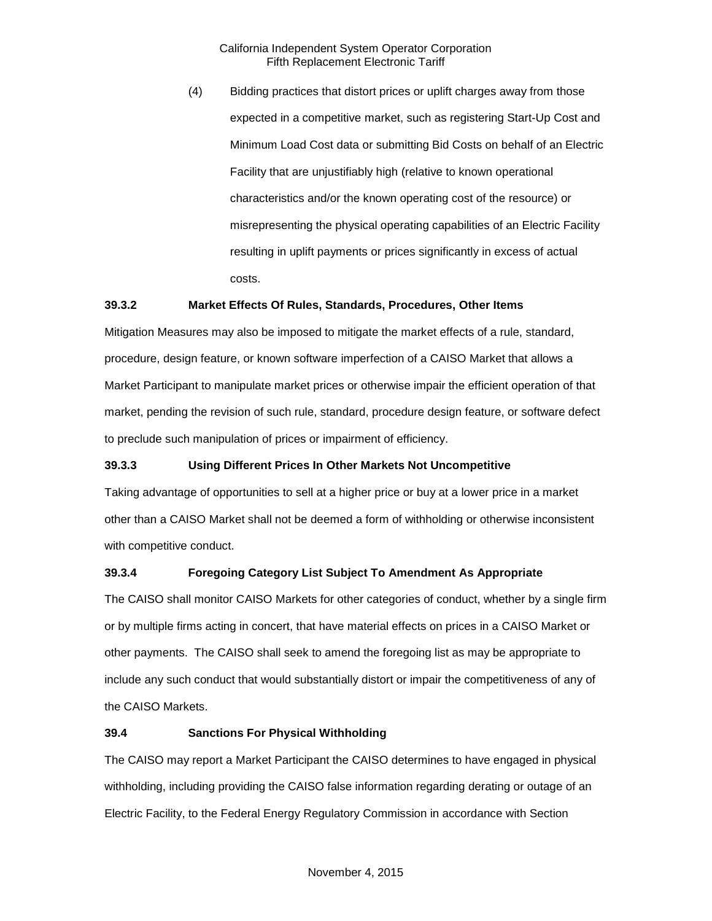(4) Bidding practices that distort prices or uplift charges away from those expected in a competitive market, such as registering Start-Up Cost and Minimum Load Cost data or submitting Bid Costs on behalf of an Electric Facility that are unjustifiably high (relative to known operational characteristics and/or the known operating cost of the resource) or misrepresenting the physical operating capabilities of an Electric Facility resulting in uplift payments or prices significantly in excess of actual costs.

### 39.3.2 Market Effects Of Rules, Standards, Procedures, Other Items

Mitigation Measures may also be imposed to mitigate the market effects of a rule, standard, procedure, design feature, or known software imperfection of a CAISO Market that allows a Market Participant to manipulate market prices or otherwise impair the efficient operation of that market, pending the revision of such rule, standard, procedure design feature, or software defect to preclude such manipulation of prices or impairment of efficiency.

### 39.3.3 Using Different Prices In Other Markets Not Uncompetitive

Taking advantage of opportunities to sell at a higher price or buy at a lower price in a market other than a CAISO Market shall not be deemed a form of withholding or otherwise inconsistent with competitive conduct.

### 39.3.4 Foregoing Category List Subject To Amendment As Appropriate

The CAISO shall monitor CAISO Markets for other categories of conduct, whether by a single firm or by multiple firms acting in concert, that have material effects on prices in a CAISO Market or other payments. The CAISO shall seek to amend the foregoing list as may be appropriate to include any such conduct that would substantially distort or impair the competitiveness of any of the CAISO Markets.

## 39.4 Sanctions For Physical Withholding

The CAISO may report a Market Participant the CAISO determines to have engaged in physical withholding, including providing the CAISO false information regarding derating or outage of an Electric Facility, to the Federal Energy Regulatory Commission in accordance with Section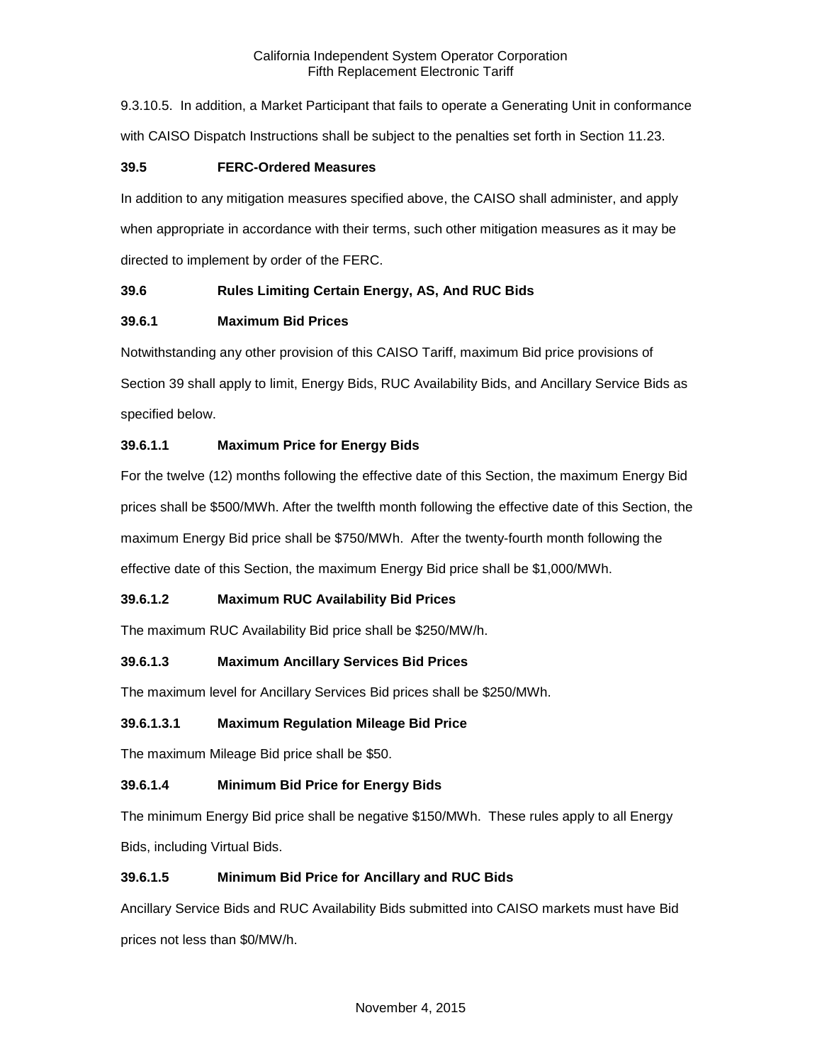9.3.10.5. In addition, a Market Participant that fails to operate a Generating Unit in conformance with CAISO Dispatch Instructions shall be subject to the penalties set forth in Section 11.23.

### 39.5 FERC-Ordered Measures

In addition to any mitigation measures specified above, the CAISO shall administer, and apply when appropriate in accordance with their terms, such other mitigation measures as it may be directed to implement by order of the FERC.

### 39.6 Rules Limiting Certain Energy, AS, And RUC Bids

#### 39.6.1 Maximum Bid Prices

Notwithstanding any other provision of this CAISO Tariff, maximum Bid price provisions of Section 39 shall apply to limit, Energy Bids, RUC Availability Bids, and Ancillary Service Bids as specified below.

##### 39.6.1.1 Maximum Price for Energy Bids

For the twelve (12) months following the effective date of this Section, the maximum Energy Bid prices shall be $500/MWh. After the twelfth month following the effective date of this Section, the maximum Energy Bid price shall be $750/MWh. After the twenty-fourth month following the effective date of this Section, the maximum Energy Bid price shall be $1,000/MWh.

##### 39.6.1.2 Maximum RUC Availability Bid Prices

The maximum RUC Availability Bid price shall be $250/MW/h.

##### 39.6.1.3 Maximum Ancillary Services Bid Prices

The maximum level for Ancillary Services Bid prices shall be $250/MWh.

##### 39.6.1.3.1 Maximum Regulation Mileage Bid Price

The maximum Mileage Bid price shall be $50.

##### 39.6.1.4 Minimum Bid Price for Energy Bids

The minimum Energy Bid price shall be negative $150/MWh. These rules apply to all Energy Bids, including Virtual Bids.

##### 39.6.1.5 Minimum Bid Price for Ancillary and RUC Bids

Ancillary Service Bids and RUC Availability Bids submitted into CAISO markets must have Bid prices not less than $0/MW/h.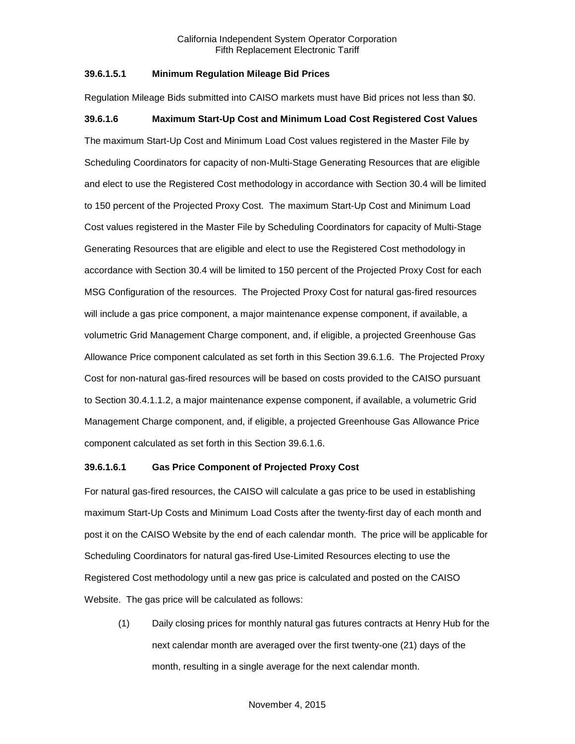### 39.6.1.5.1 Minimum Regulation Mileage Bid Prices

Regulation Mileage Bids submitted into CAISO markets must have Bid prices not less than $0.

### 39.6.1.6 Maximum Start-Up Cost and Minimum Load Cost Registered Cost Values

The maximum Start-Up Cost and Minimum Load Cost values registered in the Master File by Scheduling Coordinators for capacity of non-Multi-Stage Generating Resources that are eligible and elect to use the Registered Cost methodology in accordance with Section 30.4 will be limited to 150 percent of the Projected Proxy Cost. The maximum Start-Up Cost and Minimum Load Cost values registered in the Master File by Scheduling Coordinators for capacity of Multi-Stage Generating Resources that are eligible and elect to use the Registered Cost methodology in accordance with Section 30.4 will be limited to 150 percent of the Projected Proxy Cost for each MSG Configuration of the resources. The Projected Proxy Cost for natural gas-fired resources will include a gas price component, a major maintenance expense component, if available, a volumetric Grid Management Charge component, and, if eligible, a projected Greenhouse Gas Allowance Price component calculated as set forth in this Section 39.6.1.6. The Projected Proxy Cost for non-natural gas-fired resources will be based on costs provided to the CAISO pursuant to Section 30.4.1.1.2, a major maintenance expense component, if available, a volumetric Grid Management Charge component, and, if eligible, a projected Greenhouse Gas Allowance Price component calculated as set forth in this Section 39.6.1.6.

### 39.6.1.6.1 Gas Price Component of Projected Proxy Cost

For natural gas-fired resources, the CAISO will calculate a gas price to be used in establishing maximum Start-Up Costs and Minimum Load Costs after the twenty-first day of each month and post it on the CAISO Website by the end of each calendar month. The price will be applicable for Scheduling Coordinators for natural gas-fired Use-Limited Resources electing to use the Registered Cost methodology until a new gas price is calculated and posted on the CAISO Website. The gas price will be calculated as follows:

(1) Daily closing prices for monthly natural gas futures contracts at Henry Hub for the next calendar month are averaged over the first twenty-one (21) days of the month, resulting in a single average for the next calendar month.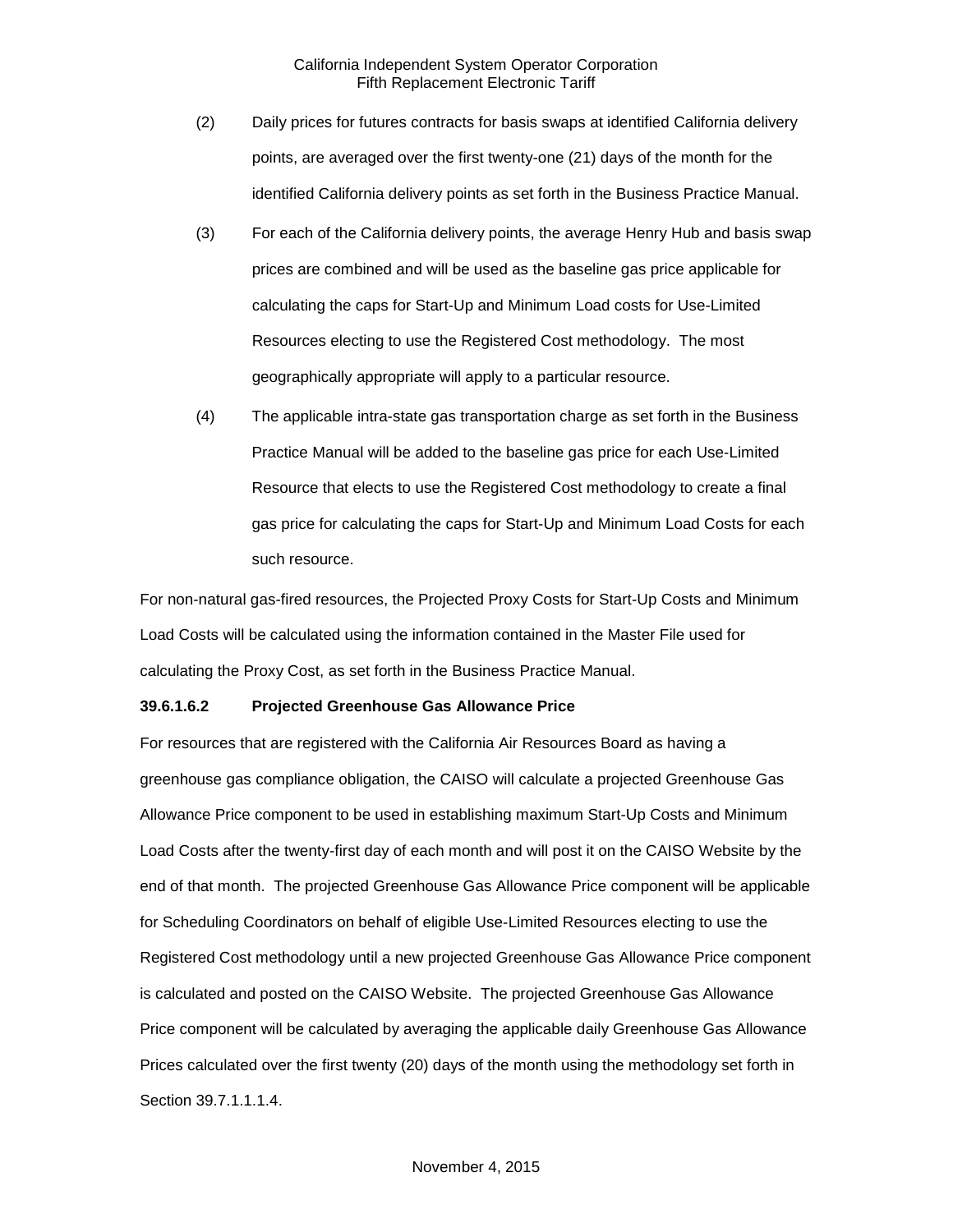(2) Daily prices for futures contracts for basis swaps at identified California delivery points, are averaged over the first twenty-one (21) days of the month for the identified California delivery points as set forth in the Business Practice Manual.

(3) For each of the California delivery points, the average Henry Hub and basis swap prices are combined and will be used as the baseline gas price applicable for calculating the caps for Start-Up and Minimum Load costs for Use-Limited Resources electing to use the Registered Cost methodology. The most geographically appropriate will apply to a particular resource.

(4) The applicable intra-state gas transportation charge as set forth in the Business Practice Manual will be added to the baseline gas price for each Use-Limited Resource that elects to use the Registered Cost methodology to create a final gas price for calculating the caps for Start-Up and Minimum Load Costs for each such resource.

For non-natural gas-fired resources, the Projected Proxy Costs for Start-Up Costs and Minimum Load Costs will be calculated using the information contained in the Master File used for calculating the Proxy Cost, as set forth in the Business Practice Manual.

**39.6.1.6.2 Projected Greenhouse Gas Allowance Price**

For resources that are registered with the California Air Resources Board as having a greenhouse gas compliance obligation, the CAISO will calculate a projected Greenhouse Gas Allowance Price component to be used in establishing maximum Start-Up Costs and Minimum Load Costs after the twenty-first day of each month and will post it on the CAISO Website by the end of that month. The projected Greenhouse Gas Allowance Price component will be applicable for Scheduling Coordinators on behalf of eligible Use-Limited Resources electing to use the Registered Cost methodology until a new projected Greenhouse Gas Allowance Price component is calculated and posted on the CAISO Website. The projected Greenhouse Gas Allowance Price component will be calculated by averaging the applicable daily Greenhouse Gas Allowance Prices calculated over the first twenty (20) days of the month using the methodology set forth in Section 39.7.1.1.1.4.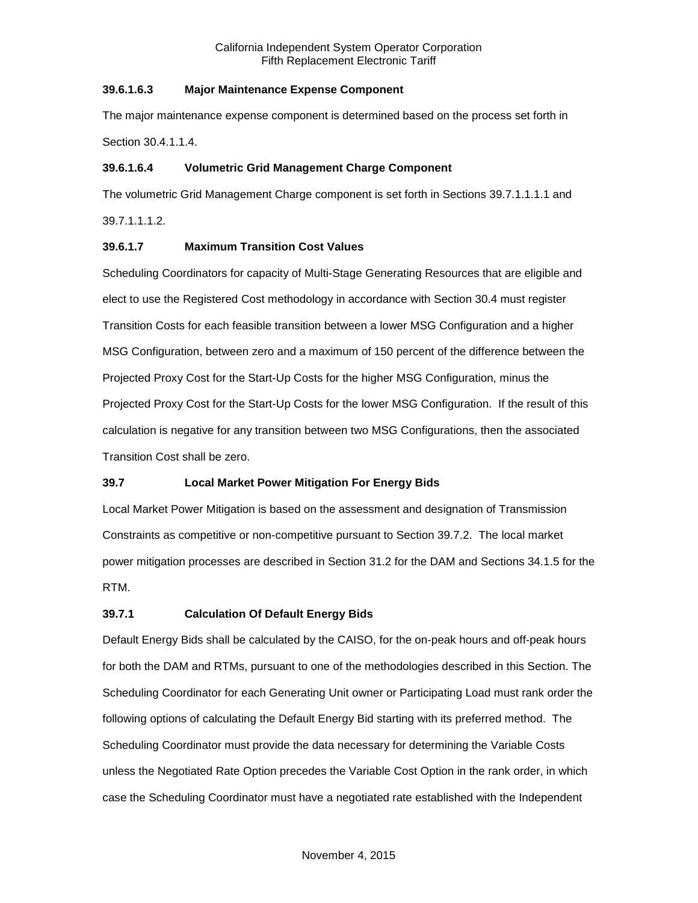### 39.6.1.6.3 Major Maintenance Expense Component

The major maintenance expense component is determined based on the process set forth in Section 30.4.1.1.4.

### 39.6.1.6.4 Volumetric Grid Management Charge Component

The volumetric Grid Management Charge component is set forth in Sections 39.7.1.1.1.1 and 39.7.1.1.1.2.

### 39.6.1.7 Maximum Transition Cost Values

Scheduling Coordinators for capacity of Multi-Stage Generating Resources that are eligible and elect to use the Registered Cost methodology in accordance with Section 30.4 must register Transition Costs for each feasible transition between a lower MSG Configuration and a higher MSG Configuration, between zero and a maximum of 150 percent of the difference between the Projected Proxy Cost for the Start-Up Costs for the higher MSG Configuration, minus the Projected Proxy Cost for the Start-Up Costs for the lower MSG Configuration. If the result of this calculation is negative for any transition between two MSG Configurations, then the associated Transition Cost shall be zero.

## 39.7 Local Market Power Mitigation For Energy Bids

Local Market Power Mitigation is based on the assessment and designation of Transmission Constraints as competitive or non-competitive pursuant to Section 39.7.2. The local market power mitigation processes are described in Section 31.2 for the DAM and Sections 34.1.5 for the RTM.

### 39.7.1 Calculation Of Default Energy Bids

Default Energy Bids shall be calculated by the CAISO, for the on-peak hours and off-peak hours for both the DAM and RTMs, pursuant to one of the methodologies described in this Section. The Scheduling Coordinator for each Generating Unit owner or Participating Load must rank order the following options of calculating the Default Energy Bid starting with its preferred method. The Scheduling Coordinator must provide the data necessary for determining the Variable Costs unless the Negotiated Rate Option precedes the Variable Cost Option in the rank order, in which case the Scheduling Coordinator must have a negotiated rate established with the Independent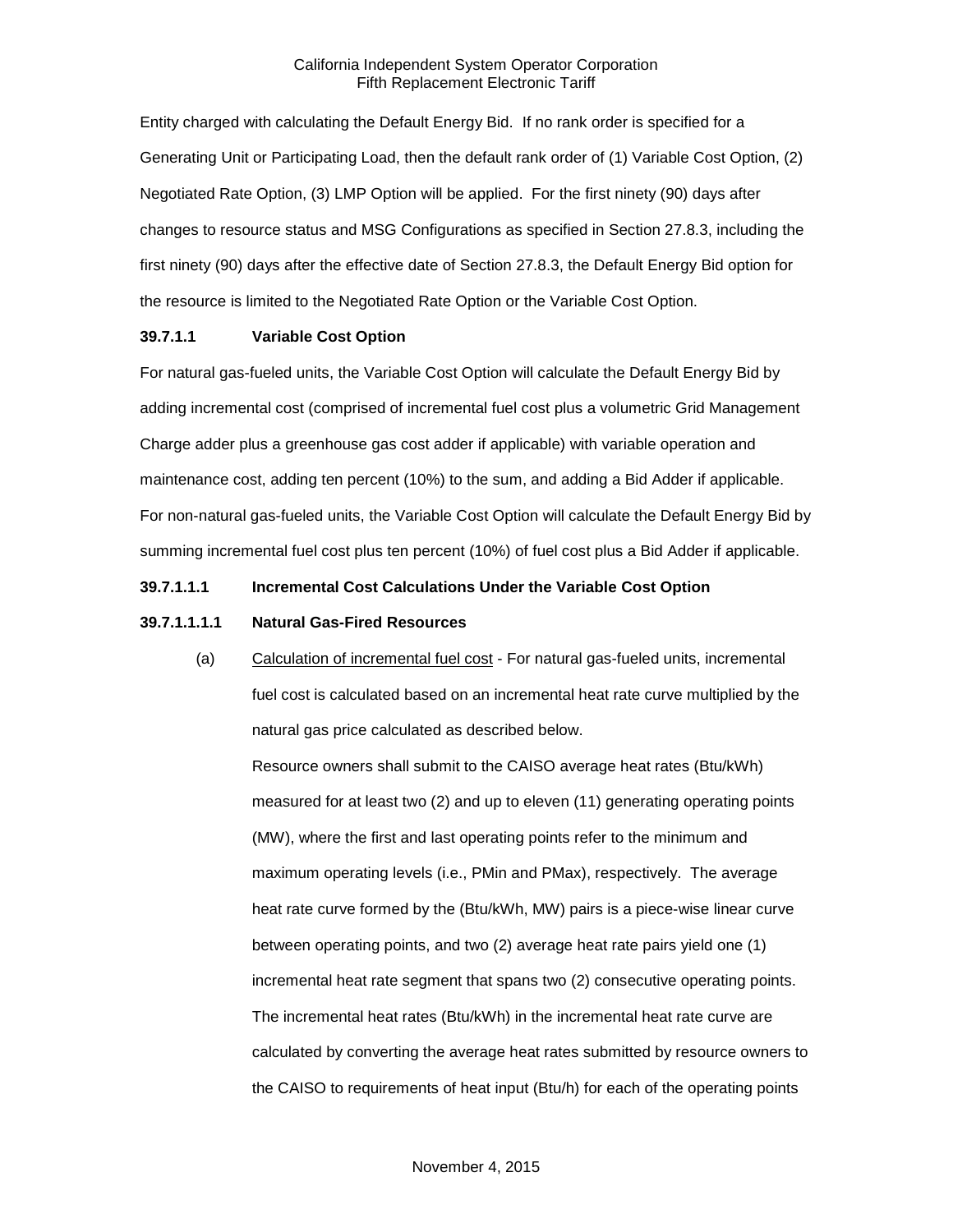Entity charged with calculating the Default Energy Bid. If no rank order is specified for a Generating Unit or Participating Load, then the default rank order of (1) Variable Cost Option, (2) Negotiated Rate Option, (3) LMP Option will be applied. For the first ninety (90) days after changes to resource status and MSG Configurations as specified in Section 27.8.3, including the first ninety (90) days after the effective date of Section 27.8.3, the Default Energy Bid option for the resource is limited to the Negotiated Rate Option or the Variable Cost Option.

**39.7.1.1 Variable Cost Option**

For natural gas-fueled units, the Variable Cost Option will calculate the Default Energy Bid by adding incremental cost (comprised of incremental fuel cost plus a volumetric Grid Management Charge adder plus a greenhouse gas cost adder if applicable) with variable operation and maintenance cost, adding ten percent (10%) to the sum, and adding a Bid Adder if applicable. For non-natural gas-fueled units, the Variable Cost Option will calculate the Default Energy Bid by summing incremental fuel cost plus ten percent (10%) of fuel cost plus a Bid Adder if applicable.

**39.7.1.1.1 Incremental Cost Calculations Under the Variable Cost Option**

**39.7.1.1.1.1 Natural Gas-Fired Resources**

(a) Calculation of incremental fuel cost - For natural gas-fueled units, incremental fuel cost is calculated based on an incremental heat rate curve multiplied by the natural gas price calculated as described below.

Resource owners shall submit to the CAISO average heat rates (Btu/kWh) measured for at least two (2) and up to eleven (11) generating operating points (MW), where the first and last operating points refer to the minimum and maximum operating levels (i.e., PMin and PMax), respectively. The average heat rate curve formed by the (Btu/kWh, MW) pairs is a piece-wise linear curve between operating points, and two (2) average heat rate pairs yield one (1) incremental heat rate segment that spans two (2) consecutive operating points. The incremental heat rates (Btu/kWh) in the incremental heat rate curve are calculated by converting the average heat rates submitted by resource owners to the CAISO to requirements of heat input (Btu/h) for each of the operating points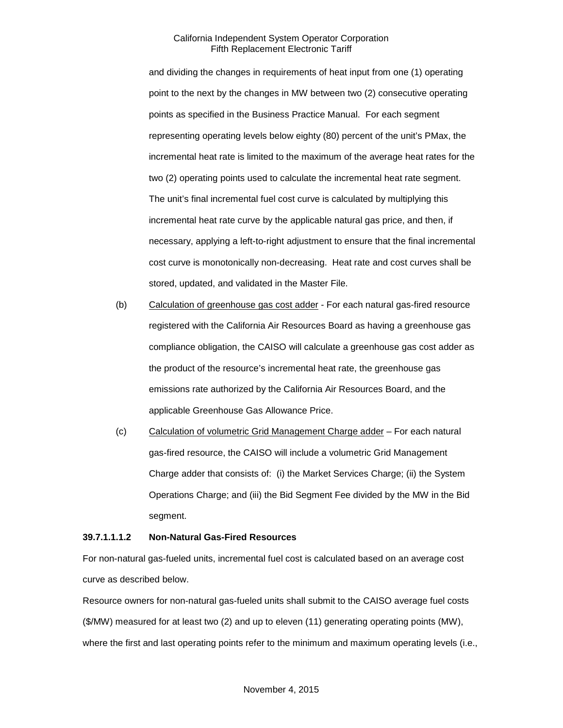and dividing the changes in requirements of heat input from one (1) operating point to the next by the changes in MW between two (2) consecutive operating points as specified in the Business Practice Manual. For each segment representing operating levels below eighty (80) percent of the unit's PMax, the incremental heat rate is limited to the maximum of the average heat rates for the two (2) operating points used to calculate the incremental heat rate segment. The unit's final incremental fuel cost curve is calculated by multiplying this incremental heat rate curve by the applicable natural gas price, and then, if necessary, applying a left-to-right adjustment to ensure that the final incremental cost curve is monotonically non-decreasing. Heat rate and cost curves shall be stored, updated, and validated in the Master File.

(b) Calculation of greenhouse gas cost adder - For each natural gas-fired resource registered with the California Air Resources Board as having a greenhouse gas compliance obligation, the CAISO will calculate a greenhouse gas cost adder as the product of the resource's incremental heat rate, the greenhouse gas emissions rate authorized by the California Air Resources Board, and the applicable Greenhouse Gas Allowance Price.

(c) Calculation of volumetric Grid Management Charge adder – For each natural gas-fired resource, the CAISO will include a volumetric Grid Management Charge adder that consists of: (i) the Market Services Charge; (ii) the System Operations Charge; and (iii) the Bid Segment Fee divided by the MW in the Bid segment.

**39.7.1.1.1.2 Non-Natural Gas-Fired Resources**

For non-natural gas-fueled units, incremental fuel cost is calculated based on an average cost curve as described below.

Resource owners for non-natural gas-fueled units shall submit to the CAISO average fuel costs ($/MW) measured for at least two (2) and up to eleven (11) generating operating points (MW), where the first and last operating points refer to the minimum and maximum operating levels (i.e.,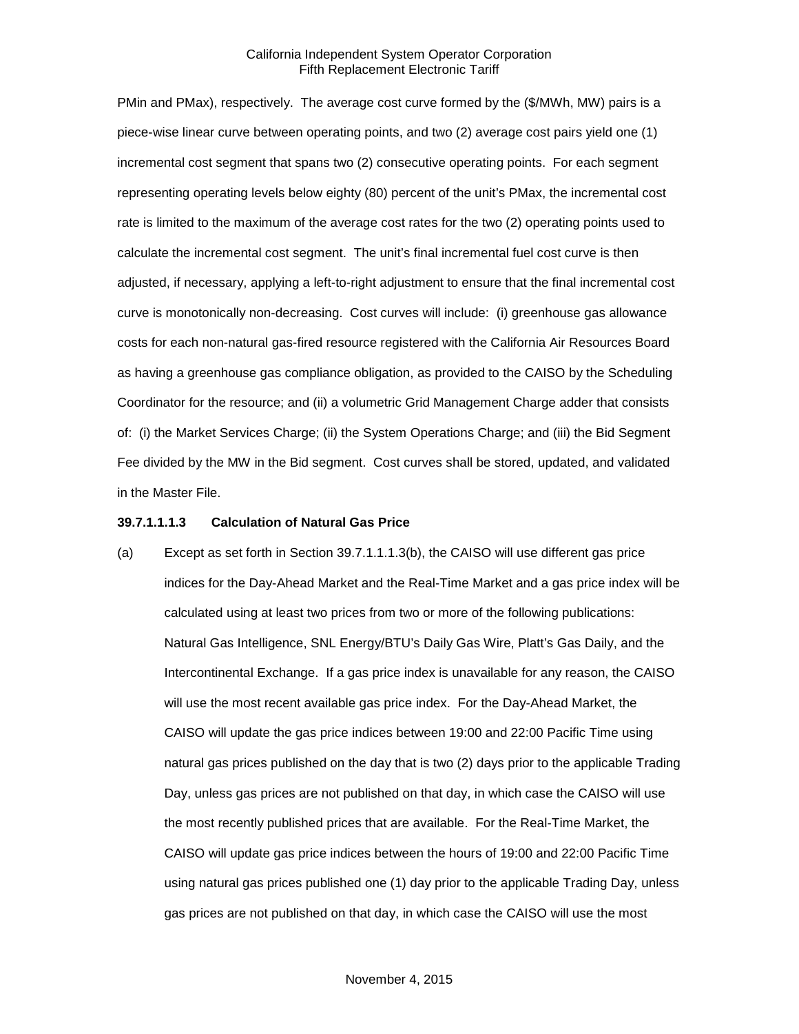PMin and PMax), respectively. The average cost curve formed by the ($/MWh, MW) pairs is a piece-wise linear curve between operating points, and two (2) average cost pairs yield one (1) incremental cost segment that spans two (2) consecutive operating points. For each segment representing operating levels below eighty (80) percent of the unit's PMax, the incremental cost rate is limited to the maximum of the average cost rates for the two (2) operating points used to calculate the incremental cost segment. The unit's final incremental fuel cost curve is then adjusted, if necessary, applying a left-to-right adjustment to ensure that the final incremental cost curve is monotonically non-decreasing. Cost curves will include: (i) greenhouse gas allowance costs for each non-natural gas-fired resource registered with the California Air Resources Board as having a greenhouse gas compliance obligation, as provided to the CAISO by the Scheduling Coordinator for the resource; and (ii) a volumetric Grid Management Charge adder that consists of: (i) the Market Services Charge; (ii) the System Operations Charge; and (iii) the Bid Segment Fee divided by the MW in the Bid segment. Cost curves shall be stored, updated, and validated in the Master File.

**39.7.1.1.1.3 Calculation of Natural Gas Price**

(a) Except as set forth in Section 39.7.1.1.1.3(b), the CAISO will use different gas price indices for the Day-Ahead Market and the Real-Time Market and a gas price index will be calculated using at least two prices from two or more of the following publications: Natural Gas Intelligence, SNL Energy/BTU's Daily Gas Wire, Platt's Gas Daily, and the Intercontinental Exchange. If a gas price index is unavailable for any reason, the CAISO will use the most recent available gas price index. For the Day-Ahead Market, the CAISO will update the gas price indices between 19:00 and 22:00 Pacific Time using natural gas prices published on the day that is two (2) days prior to the applicable Trading Day, unless gas prices are not published on that day, in which case the CAISO will use the most recently published prices that are available. For the Real-Time Market, the CAISO will update gas price indices between the hours of 19:00 and 22:00 Pacific Time using natural gas prices published one (1) day prior to the applicable Trading Day, unless gas prices are not published on that day, in which case the CAISO will use the most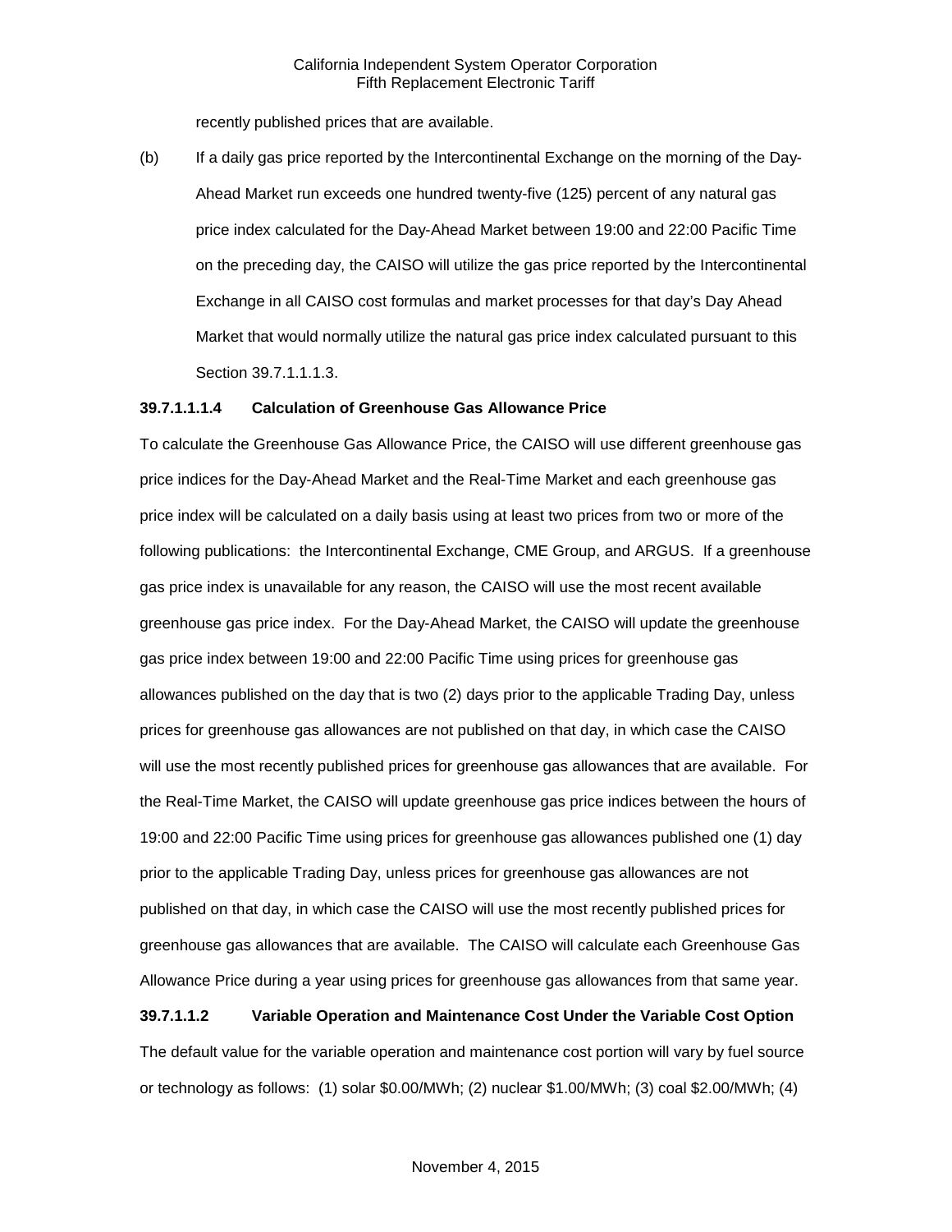recently published prices that are available.

(b) If a daily gas price reported by the Intercontinental Exchange on the morning of the Day-Ahead Market run exceeds one hundred twenty-five (125) percent of any natural gas price index calculated for the Day-Ahead Market between 19:00 and 22:00 Pacific Time on the preceding day, the CAISO will utilize the gas price reported by the Intercontinental Exchange in all CAISO cost formulas and market processes for that day's Day Ahead Market that would normally utilize the natural gas price index calculated pursuant to this Section 39.7.1.1.1.3.

**39.7.1.1.1.4 Calculation of Greenhouse Gas Allowance Price**

To calculate the Greenhouse Gas Allowance Price, the CAISO will use different greenhouse gas price indices for the Day-Ahead Market and the Real-Time Market and each greenhouse gas price index will be calculated on a daily basis using at least two prices from two or more of the following publications: the Intercontinental Exchange, CME Group, and ARGUS. If a greenhouse gas price index is unavailable for any reason, the CAISO will use the most recent available greenhouse gas price index. For the Day-Ahead Market, the CAISO will update the greenhouse gas price index between 19:00 and 22:00 Pacific Time using prices for greenhouse gas allowances published on the day that is two (2) days prior to the applicable Trading Day, unless prices for greenhouse gas allowances are not published on that day, in which case the CAISO will use the most recently published prices for greenhouse gas allowances that are available. For the Real-Time Market, the CAISO will update greenhouse gas price indices between the hours of 19:00 and 22:00 Pacific Time using prices for greenhouse gas allowances published one (1) day prior to the applicable Trading Day, unless prices for greenhouse gas allowances are not published on that day, in which case the CAISO will use the most recently published prices for greenhouse gas allowances that are available. The CAISO will calculate each Greenhouse Gas Allowance Price during a year using prices for greenhouse gas allowances from that same year.

**39.7.1.1.2 Variable Operation and Maintenance Cost Under the Variable Cost Option**

The default value for the variable operation and maintenance cost portion will vary by fuel source or technology as follows: (1) solar $0.00/MWh; (2) nuclear $1.00/MWh; (3) coal $2.00/MWh; (4)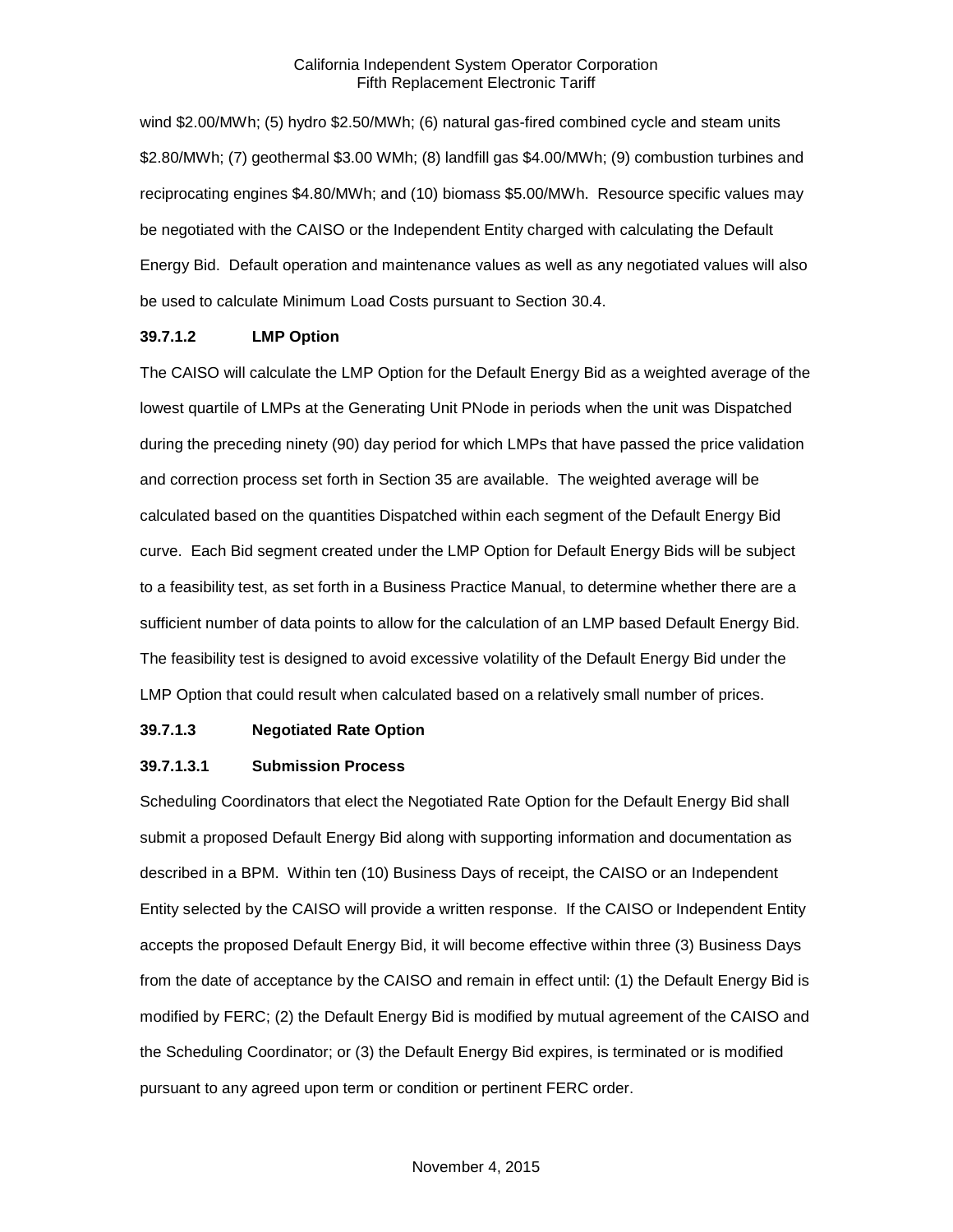wind $2.00/MWh; (5) hydro $2.50/MWh; (6) natural gas-fired combined cycle and steam units $2.80/MWh; (7) geothermal $3.00 WMh; (8) landfill gas $4.00/MWh; (9) combustion turbines and reciprocating engines $4.80/MWh; and (10) biomass $5.00/MWh. Resource specific values may be negotiated with the CAISO or the Independent Entity charged with calculating the Default Energy Bid. Default operation and maintenance values as well as any negotiated values will also be used to calculate Minimum Load Costs pursuant to Section 30.4.

**39.7.1.2 LMP Option**

The CAISO will calculate the LMP Option for the Default Energy Bid as a weighted average of the lowest quartile of LMPs at the Generating Unit PNode in periods when the unit was Dispatched during the preceding ninety (90) day period for which LMPs that have passed the price validation and correction process set forth in Section 35 are available. The weighted average will be calculated based on the quantities Dispatched within each segment of the Default Energy Bid curve. Each Bid segment created under the LMP Option for Default Energy Bids will be subject to a feasibility test, as set forth in a Business Practice Manual, to determine whether there are a sufficient number of data points to allow for the calculation of an LMP based Default Energy Bid. The feasibility test is designed to avoid excessive volatility of the Default Energy Bid under the LMP Option that could result when calculated based on a relatively small number of prices.

**39.7.1.3 Negotiated Rate Option**

**39.7.1.3.1 Submission Process**

Scheduling Coordinators that elect the Negotiated Rate Option for the Default Energy Bid shall submit a proposed Default Energy Bid along with supporting information and documentation as described in a BPM. Within ten (10) Business Days of receipt, the CAISO or an Independent Entity selected by the CAISO will provide a written response. If the CAISO or Independent Entity accepts the proposed Default Energy Bid, it will become effective within three (3) Business Days from the date of acceptance by the CAISO and remain in effect until: (1) the Default Energy Bid is modified by FERC; (2) the Default Energy Bid is modified by mutual agreement of the CAISO and the Scheduling Coordinator; or (3) the Default Energy Bid expires, is terminated or is modified pursuant to any agreed upon term or condition or pertinent FERC order.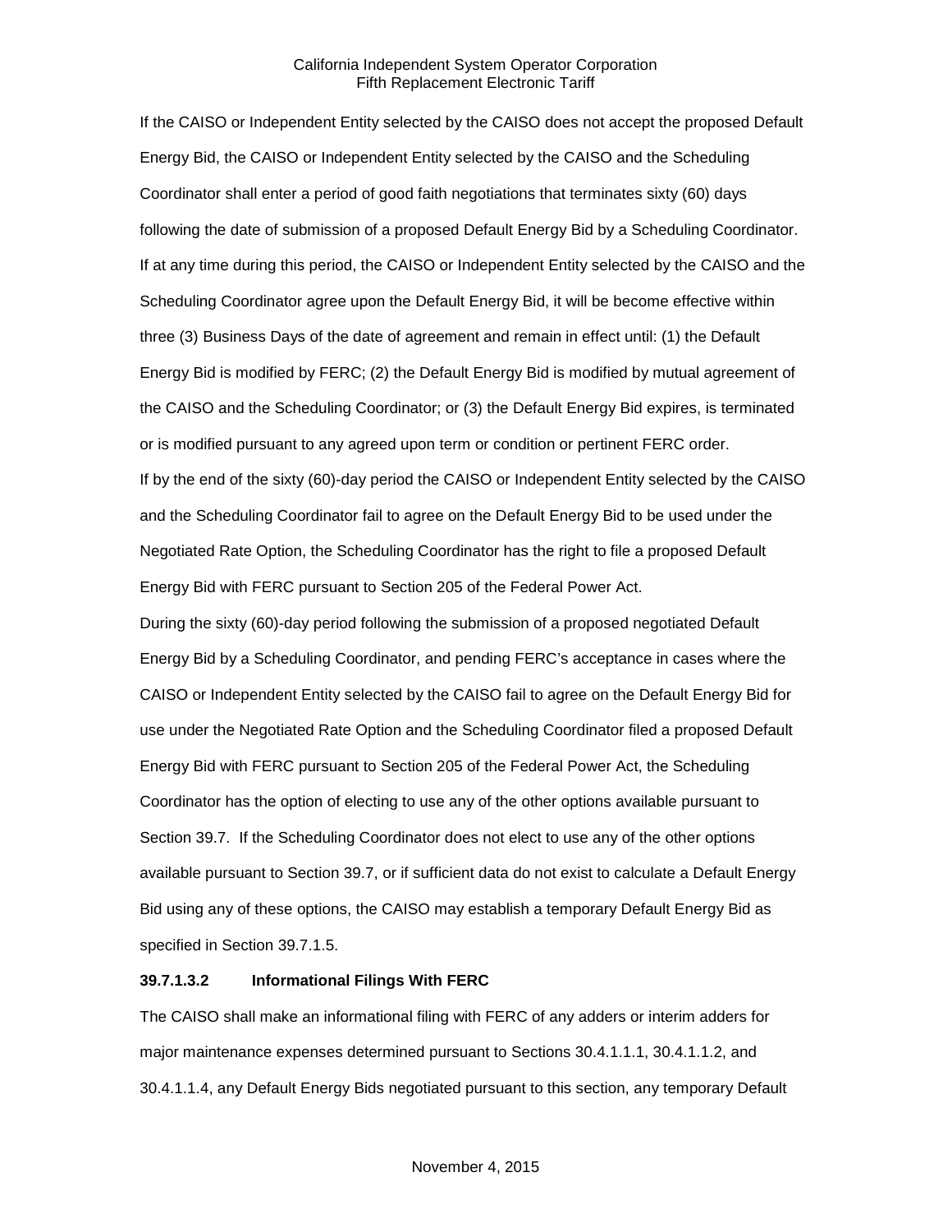If the CAISO or Independent Entity selected by the CAISO does not accept the proposed Default Energy Bid, the CAISO or Independent Entity selected by the CAISO and the Scheduling Coordinator shall enter a period of good faith negotiations that terminates sixty (60) days following the date of submission of a proposed Default Energy Bid by a Scheduling Coordinator. If at any time during this period, the CAISO or Independent Entity selected by the CAISO and the Scheduling Coordinator agree upon the Default Energy Bid, it will be become effective within three (3) Business Days of the date of agreement and remain in effect until: (1) the Default Energy Bid is modified by FERC; (2) the Default Energy Bid is modified by mutual agreement of the CAISO and the Scheduling Coordinator; or (3) the Default Energy Bid expires, is terminated or is modified pursuant to any agreed upon term or condition or pertinent FERC order.

If by the end of the sixty (60)-day period the CAISO or Independent Entity selected by the CAISO and the Scheduling Coordinator fail to agree on the Default Energy Bid to be used under the Negotiated Rate Option, the Scheduling Coordinator has the right to file a proposed Default Energy Bid with FERC pursuant to Section 205 of the Federal Power Act.

During the sixty (60)-day period following the submission of a proposed negotiated Default Energy Bid by a Scheduling Coordinator, and pending FERC's acceptance in cases where the CAISO or Independent Entity selected by the CAISO fail to agree on the Default Energy Bid for use under the Negotiated Rate Option and the Scheduling Coordinator filed a proposed Default Energy Bid with FERC pursuant to Section 205 of the Federal Power Act, the Scheduling Coordinator has the option of electing to use any of the other options available pursuant to Section 39.7. If the Scheduling Coordinator does not elect to use any of the other options available pursuant to Section 39.7, or if sufficient data do not exist to calculate a Default Energy Bid using any of these options, the CAISO may establish a temporary Default Energy Bid as specified in Section 39.7.1.5.

**39.7.1.3.2 Informational Filings With FERC**

The CAISO shall make an informational filing with FERC of any adders or interim adders for major maintenance expenses determined pursuant to Sections 30.4.1.1.1, 30.4.1.1.2, and 30.4.1.1.4, any Default Energy Bids negotiated pursuant to this section, any temporary Default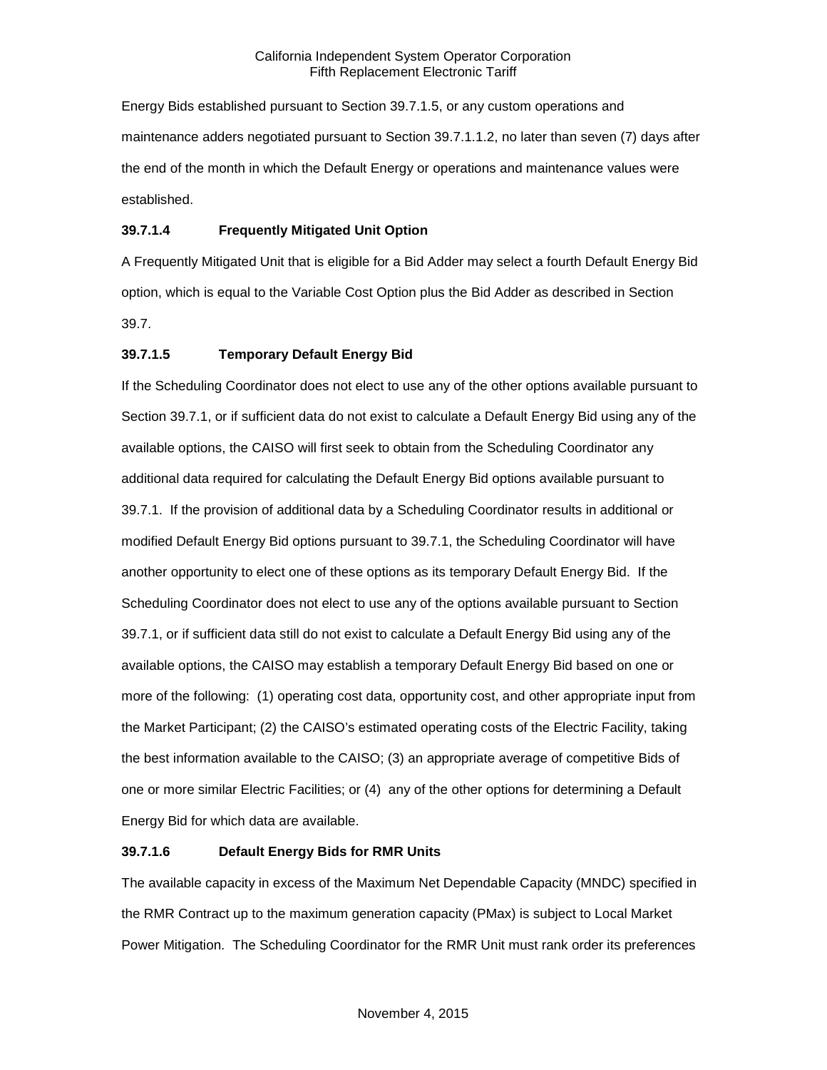Energy Bids established pursuant to Section 39.7.1.5, or any custom operations and maintenance adders negotiated pursuant to Section 39.7.1.1.2, no later than seven (7) days after the end of the month in which the Default Energy or operations and maintenance values were established.

**39.7.1.4 Frequently Mitigated Unit Option**

A Frequently Mitigated Unit that is eligible for a Bid Adder may select a fourth Default Energy Bid option, which is equal to the Variable Cost Option plus the Bid Adder as described in Section 39.7.

**39.7.1.5 Temporary Default Energy Bid**

If the Scheduling Coordinator does not elect to use any of the other options available pursuant to Section 39.7.1, or if sufficient data do not exist to calculate a Default Energy Bid using any of the available options, the CAISO will first seek to obtain from the Scheduling Coordinator any additional data required for calculating the Default Energy Bid options available pursuant to 39.7.1. If the provision of additional data by a Scheduling Coordinator results in additional or modified Default Energy Bid options pursuant to 39.7.1, the Scheduling Coordinator will have another opportunity to elect one of these options as its temporary Default Energy Bid. If the Scheduling Coordinator does not elect to use any of the options available pursuant to Section 39.7.1, or if sufficient data still do not exist to calculate a Default Energy Bid using any of the available options, the CAISO may establish a temporary Default Energy Bid based on one or more of the following: (1) operating cost data, opportunity cost, and other appropriate input from the Market Participant; (2) the CAISO's estimated operating costs of the Electric Facility, taking the best information available to the CAISO; (3) an appropriate average of competitive Bids of one or more similar Electric Facilities; or (4) any of the other options for determining a Default Energy Bid for which data are available.

**39.7.1.6 Default Energy Bids for RMR Units**

The available capacity in excess of the Maximum Net Dependable Capacity (MNDC) specified in the RMR Contract up to the maximum generation capacity (PMax) is subject to Local Market Power Mitigation. The Scheduling Coordinator for the RMR Unit must rank order its preferences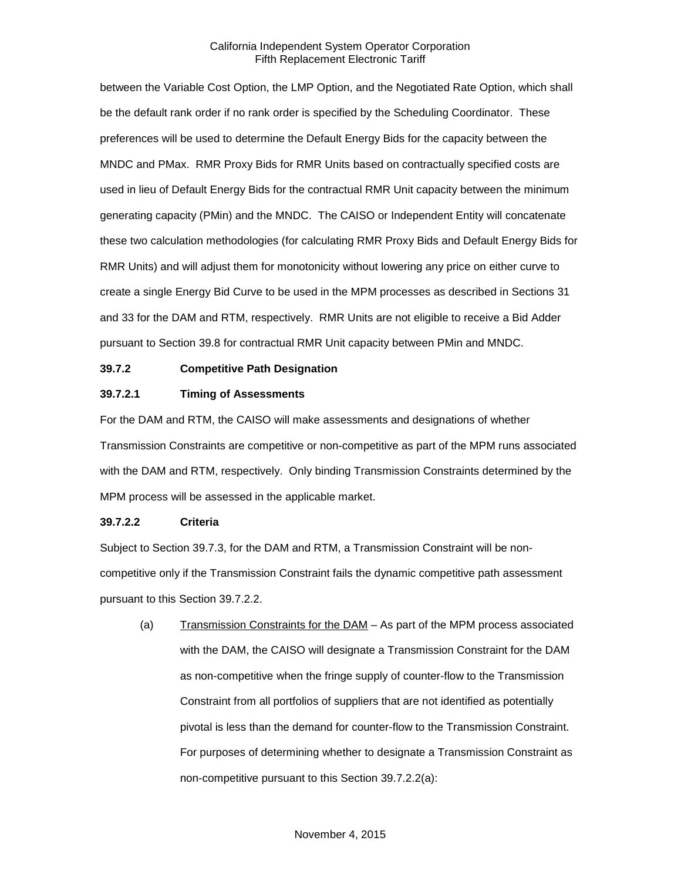between the Variable Cost Option, the LMP Option, and the Negotiated Rate Option, which shall be the default rank order if no rank order is specified by the Scheduling Coordinator. These preferences will be used to determine the Default Energy Bids for the capacity between the MNDC and PMax. RMR Proxy Bids for RMR Units based on contractually specified costs are used in lieu of Default Energy Bids for the contractual RMR Unit capacity between the minimum generating capacity (PMin) and the MNDC. The CAISO or Independent Entity will concatenate these two calculation methodologies (for calculating RMR Proxy Bids and Default Energy Bids for RMR Units) and will adjust them for monotonicity without lowering any price on either curve to create a single Energy Bid Curve to be used in the MPM processes as described in Sections 31 and 33 for the DAM and RTM, respectively. RMR Units are not eligible to receive a Bid Adder pursuant to Section 39.8 for contractual RMR Unit capacity between PMin and MNDC.

**39.7.2 Competitive Path Designation**

**39.7.2.1 Timing of Assessments**

For the DAM and RTM, the CAISO will make assessments and designations of whether Transmission Constraints are competitive or non-competitive as part of the MPM runs associated with the DAM and RTM, respectively. Only binding Transmission Constraints determined by the MPM process will be assessed in the applicable market.

**39.7.2.2 Criteria**

Subject to Section 39.7.3, for the DAM and RTM, a Transmission Constraint will be non-competitive only if the Transmission Constraint fails the dynamic competitive path assessment pursuant to this Section 39.7.2.2.

(a) Transmission Constraints for the DAM – As part of the MPM process associated with the DAM, the CAISO will designate a Transmission Constraint for the DAM as non-competitive when the fringe supply of counter-flow to the Transmission Constraint from all portfolios of suppliers that are not identified as potentially pivotal is less than the demand for counter-flow to the Transmission Constraint. For purposes of determining whether to designate a Transmission Constraint as non-competitive pursuant to this Section 39.7.2.2(a):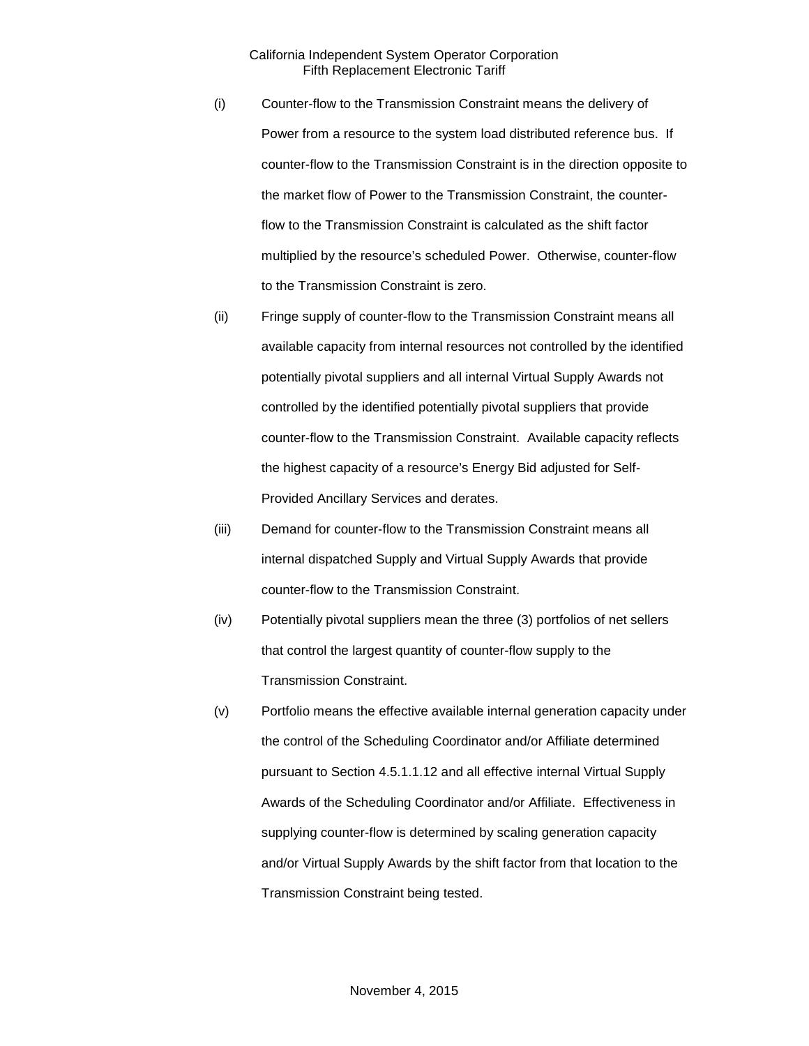(i) Counter-flow to the Transmission Constraint means the delivery of Power from a resource to the system load distributed reference bus. If counter-flow to the Transmission Constraint is in the direction opposite to the market flow of Power to the Transmission Constraint, the counter-flow to the Transmission Constraint is calculated as the shift factor multiplied by the resource's scheduled Power. Otherwise, counter-flow to the Transmission Constraint is zero.

(ii) Fringe supply of counter-flow to the Transmission Constraint means all available capacity from internal resources not controlled by the identified potentially pivotal suppliers and all internal Virtual Supply Awards not controlled by the identified potentially pivotal suppliers that provide counter-flow to the Transmission Constraint. Available capacity reflects the highest capacity of a resource's Energy Bid adjusted for Self-Provided Ancillary Services and derates.

(iii) Demand for counter-flow to the Transmission Constraint means all internal dispatched Supply and Virtual Supply Awards that provide counter-flow to the Transmission Constraint.

(iv) Potentially pivotal suppliers mean the three (3) portfolios of net sellers that control the largest quantity of counter-flow supply to the Transmission Constraint.

(v) Portfolio means the effective available internal generation capacity under the control of the Scheduling Coordinator and/or Affiliate determined pursuant to Section 4.5.1.1.12 and all effective internal Virtual Supply Awards of the Scheduling Coordinator and/or Affiliate. Effectiveness in supplying counter-flow is determined by scaling generation capacity and/or Virtual Supply Awards by the shift factor from that location to the Transmission Constraint being tested.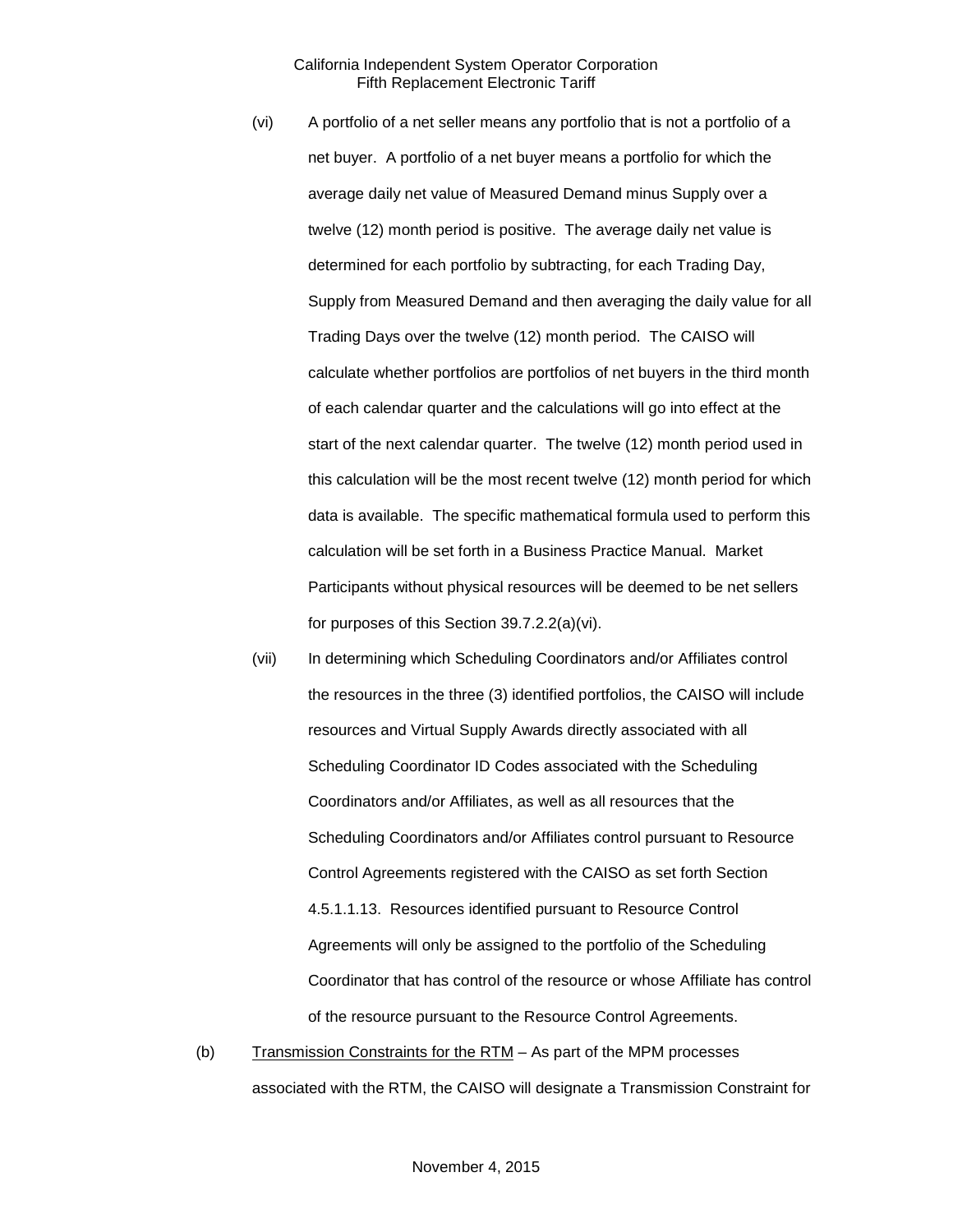(vi) A portfolio of a net seller means any portfolio that is not a portfolio of a net buyer. A portfolio of a net buyer means a portfolio for which the average daily net value of Measured Demand minus Supply over a twelve (12) month period is positive. The average daily net value is determined for each portfolio by subtracting, for each Trading Day, Supply from Measured Demand and then averaging the daily value for all Trading Days over the twelve (12) month period. The CAISO will calculate whether portfolios are portfolios of net buyers in the third month of each calendar quarter and the calculations will go into effect at the start of the next calendar quarter. The twelve (12) month period used in this calculation will be the most recent twelve (12) month period for which data is available. The specific mathematical formula used to perform this calculation will be set forth in a Business Practice Manual. Market Participants without physical resources will be deemed to be net sellers for purposes of this Section 39.7.2.2(a)(vi).

(vii) In determining which Scheduling Coordinators and/or Affiliates control the resources in the three (3) identified portfolios, the CAISO will include resources and Virtual Supply Awards directly associated with all Scheduling Coordinator ID Codes associated with the Scheduling Coordinators and/or Affiliates, as well as all resources that the Scheduling Coordinators and/or Affiliates control pursuant to Resource Control Agreements registered with the CAISO as set forth Section 4.5.1.1.13. Resources identified pursuant to Resource Control Agreements will only be assigned to the portfolio of the Scheduling Coordinator that has control of the resource or whose Affiliate has control of the resource pursuant to the Resource Control Agreements.

(b) Transmission Constraints for the RTM – As part of the MPM processes associated with the RTM, the CAISO will designate a Transmission Constraint for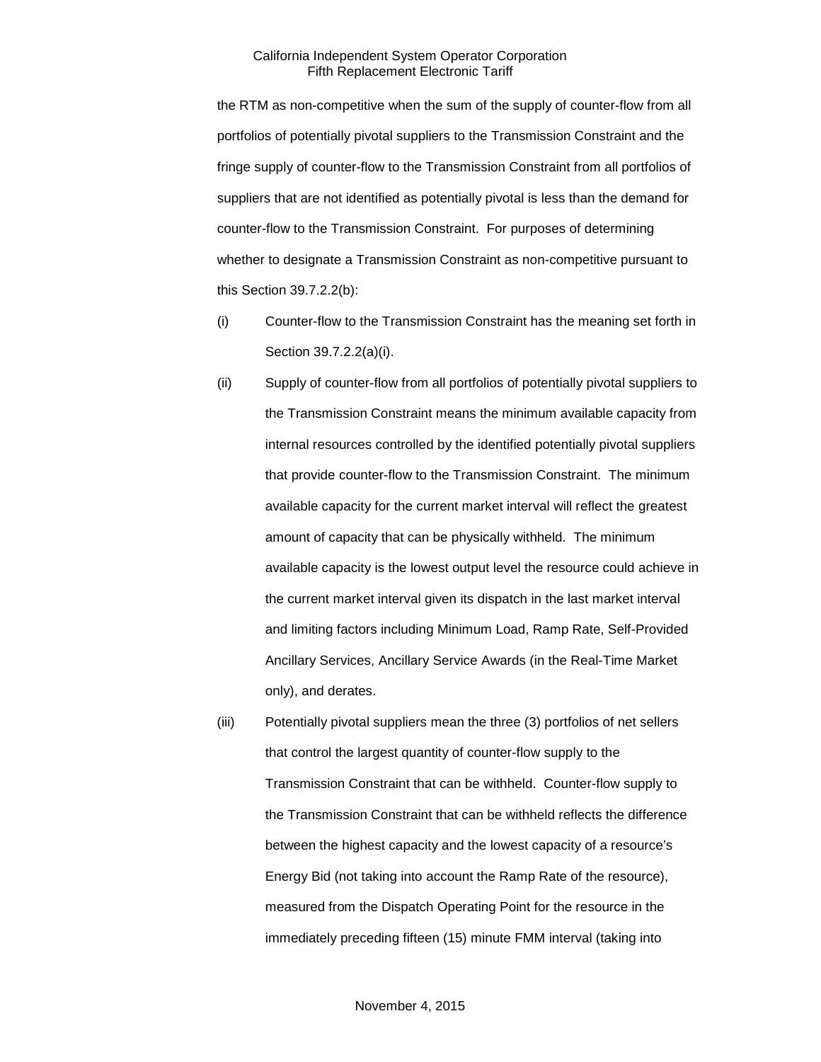the RTM as non-competitive when the sum of the supply of counter-flow from all portfolios of potentially pivotal suppliers to the Transmission Constraint and the fringe supply of counter-flow to the Transmission Constraint from all portfolios of suppliers that are not identified as potentially pivotal is less than the demand for counter-flow to the Transmission Constraint. For purposes of determining whether to designate a Transmission Constraint as non-competitive pursuant to this Section 39.7.2.2(b):

(i) Counter-flow to the Transmission Constraint has the meaning set forth in Section 39.7.2.2(a)(i).

(ii) Supply of counter-flow from all portfolios of potentially pivotal suppliers to the Transmission Constraint means the minimum available capacity from internal resources controlled by the identified potentially pivotal suppliers that provide counter-flow to the Transmission Constraint. The minimum available capacity for the current market interval will reflect the greatest amount of capacity that can be physically withheld. The minimum available capacity is the lowest output level the resource could achieve in the current market interval given its dispatch in the last market interval and limiting factors including Minimum Load, Ramp Rate, Self-Provided Ancillary Services, Ancillary Service Awards (in the Real-Time Market only), and derates.

(iii) Potentially pivotal suppliers mean the three (3) portfolios of net sellers that control the largest quantity of counter-flow supply to the Transmission Constraint that can be withheld. Counter-flow supply to the Transmission Constraint that can be withheld reflects the difference between the highest capacity and the lowest capacity of a resource's Energy Bid (not taking into account the Ramp Rate of the resource), measured from the Dispatch Operating Point for the resource in the immediately preceding fifteen (15) minute FMM interval (taking into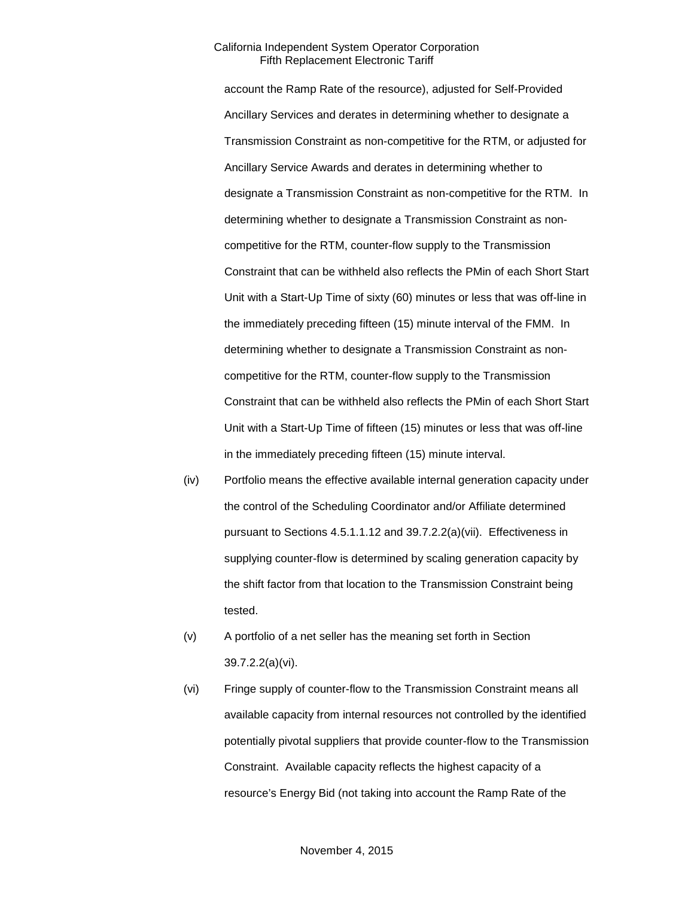account the Ramp Rate of the resource), adjusted for Self-Provided Ancillary Services and derates in determining whether to designate a Transmission Constraint as non-competitive for the RTM, or adjusted for Ancillary Service Awards and derates in determining whether to designate a Transmission Constraint as non-competitive for the RTM. In determining whether to designate a Transmission Constraint as non-competitive for the RTM, counter-flow supply to the Transmission Constraint that can be withheld also reflects the PMin of each Short Start Unit with a Start-Up Time of sixty (60) minutes or less that was off-line in the immediately preceding fifteen (15) minute interval of the FMM. In determining whether to designate a Transmission Constraint as non-competitive for the RTM, counter-flow supply to the Transmission Constraint that can be withheld also reflects the PMin of each Short Start Unit with a Start-Up Time of fifteen (15) minutes or less that was off-line in the immediately preceding fifteen (15) minute interval.

(iv) Portfolio means the effective available internal generation capacity under the control of the Scheduling Coordinator and/or Affiliate determined pursuant to Sections 4.5.1.1.12 and 39.7.2.2(a)(vii). Effectiveness in supplying counter-flow is determined by scaling generation capacity by the shift factor from that location to the Transmission Constraint being tested.

(v) A portfolio of a net seller has the meaning set forth in Section 39.7.2.2(a)(vi).

(vi) Fringe supply of counter-flow to the Transmission Constraint means all available capacity from internal resources not controlled by the identified potentially pivotal suppliers that provide counter-flow to the Transmission Constraint. Available capacity reflects the highest capacity of a resource's Energy Bid (not taking into account the Ramp Rate of the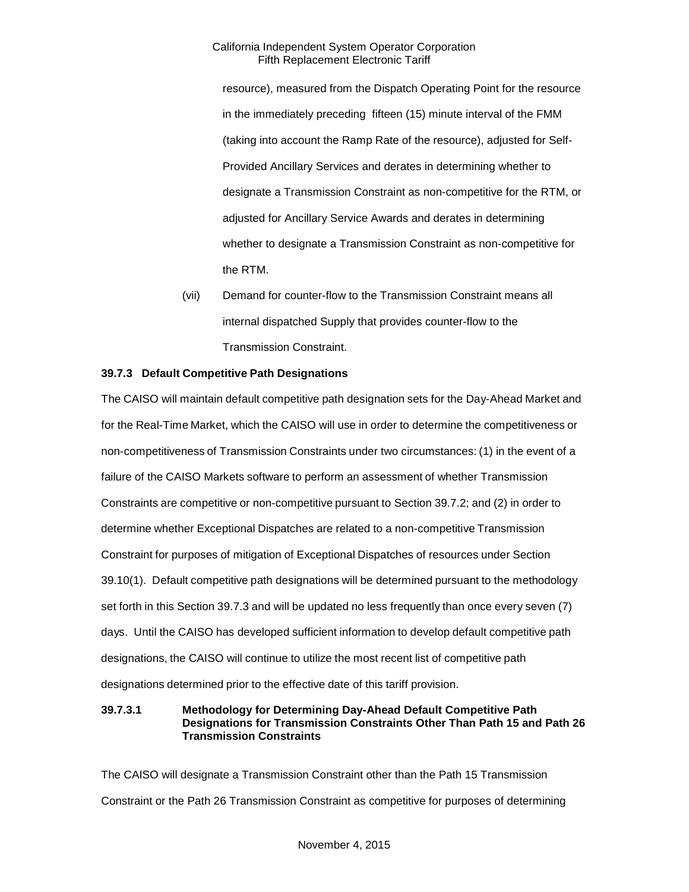resource), measured from the Dispatch Operating Point for the resource in the immediately preceding fifteen (15) minute interval of the FMM (taking into account the Ramp Rate of the resource), adjusted for Self-Provided Ancillary Services and derates in determining whether to designate a Transmission Constraint as non-competitive for the RTM, or adjusted for Ancillary Service Awards and derates in determining whether to designate a Transmission Constraint as non-competitive for the RTM.

(vii) Demand for counter-flow to the Transmission Constraint means all internal dispatched Supply that provides counter-flow to the Transmission Constraint.

**39.7.3 Default Competitive Path Designations**

The CAISO will maintain default competitive path designation sets for the Day-Ahead Market and for the Real-Time Market, which the CAISO will use in order to determine the competitiveness or non-competitiveness of Transmission Constraints under two circumstances: (1) in the event of a failure of the CAISO Markets software to perform an assessment of whether Transmission Constraints are competitive or non-competitive pursuant to Section 39.7.2; and (2) in order to determine whether Exceptional Dispatches are related to a non-competitive Transmission Constraint for purposes of mitigation of Exceptional Dispatches of resources under Section 39.10(1). Default competitive path designations will be determined pursuant to the methodology set forth in this Section 39.7.3 and will be updated no less frequently than once every seven (7) days. Until the CAISO has developed sufficient information to develop default competitive path designations, the CAISO will continue to utilize the most recent list of competitive path designations determined prior to the effective date of this tariff provision.

**39.7.3.1 Methodology for Determining Day-Ahead Default Competitive Path Designations for Transmission Constraints Other Than Path 15 and Path 26 Transmission Constraints**

The CAISO will designate a Transmission Constraint other than the Path 15 Transmission Constraint or the Path 26 Transmission Constraint as competitive for purposes of determining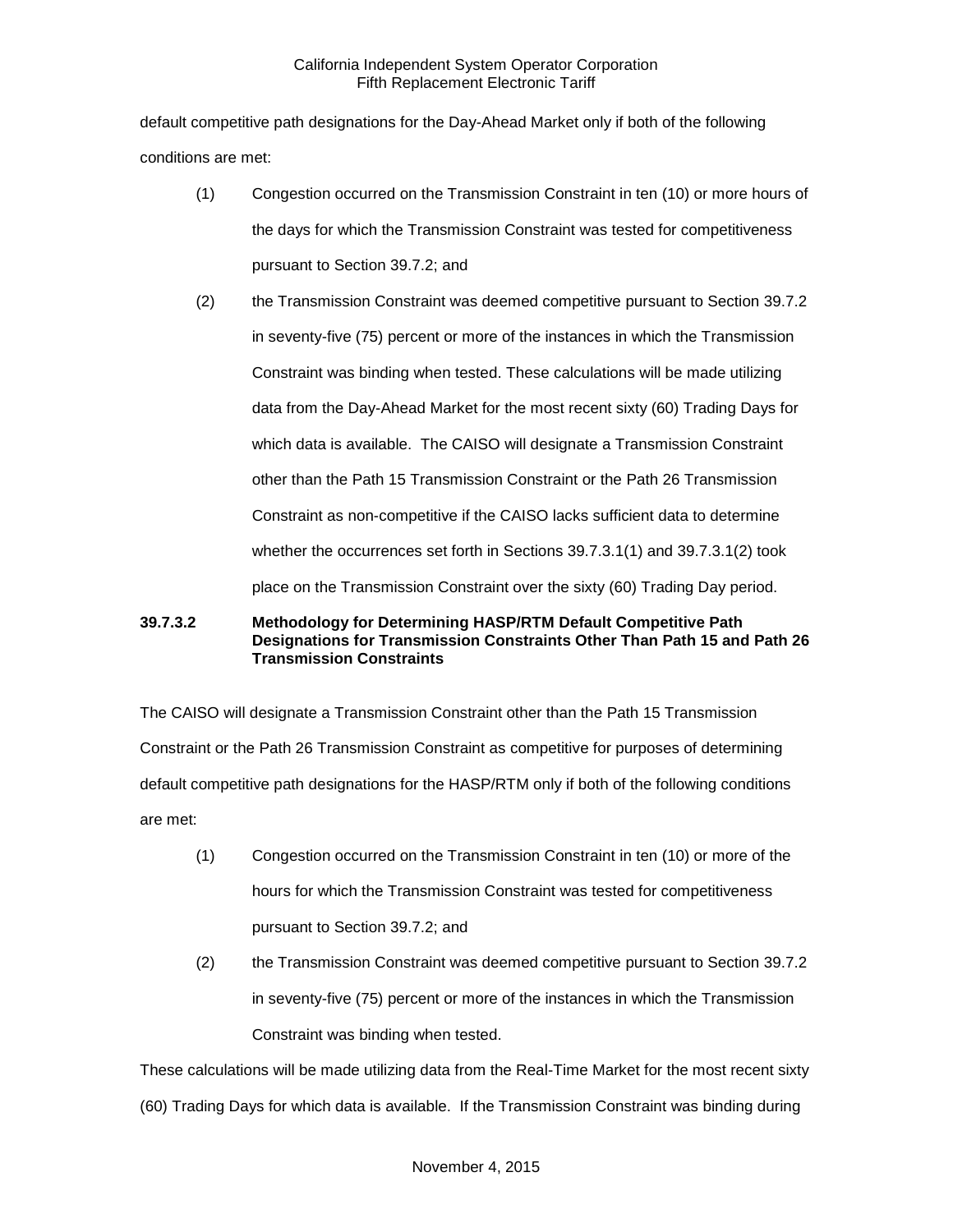default competitive path designations for the Day-Ahead Market only if both of the following conditions are met:

(1) Congestion occurred on the Transmission Constraint in ten (10) or more hours of the days for which the Transmission Constraint was tested for competitiveness pursuant to Section 39.7.2; and

(2) the Transmission Constraint was deemed competitive pursuant to Section 39.7.2 in seventy-five (75) percent or more of the instances in which the Transmission Constraint was binding when tested. These calculations will be made utilizing data from the Day-Ahead Market for the most recent sixty (60) Trading Days for which data is available. The CAISO will designate a Transmission Constraint other than the Path 15 Transmission Constraint or the Path 26 Transmission Constraint as non-competitive if the CAISO lacks sufficient data to determine whether the occurrences set forth in Sections 39.7.3.1(1) and 39.7.3.1(2) took place on the Transmission Constraint over the sixty (60) Trading Day period.

**39.7.3.2 Methodology for Determining HASP/RTM Default Competitive Path Designations for Transmission Constraints Other Than Path 15 and Path 26 Transmission Constraints**

The CAISO will designate a Transmission Constraint other than the Path 15 Transmission Constraint or the Path 26 Transmission Constraint as competitive for purposes of determining default competitive path designations for the HASP/RTM only if both of the following conditions are met:

(1) Congestion occurred on the Transmission Constraint in ten (10) or more of the hours for which the Transmission Constraint was tested for competitiveness pursuant to Section 39.7.2; and

(2) the Transmission Constraint was deemed competitive pursuant to Section 39.7.2 in seventy-five (75) percent or more of the instances in which the Transmission Constraint was binding when tested.

These calculations will be made utilizing data from the Real-Time Market for the most recent sixty (60) Trading Days for which data is available. If the Transmission Constraint was binding during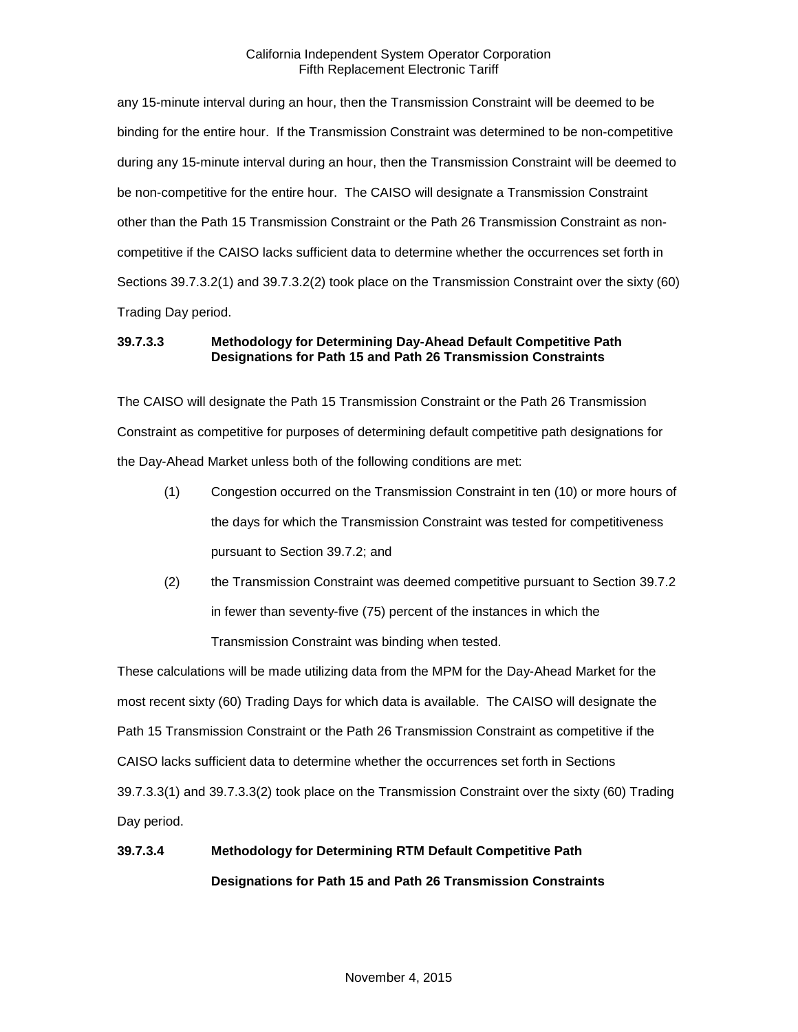any 15-minute interval during an hour, then the Transmission Constraint will be deemed to be binding for the entire hour. If the Transmission Constraint was determined to be non-competitive during any 15-minute interval during an hour, then the Transmission Constraint will be deemed to be non-competitive for the entire hour. The CAISO will designate a Transmission Constraint other than the Path 15 Transmission Constraint or the Path 26 Transmission Constraint as non-competitive if the CAISO lacks sufficient data to determine whether the occurrences set forth in Sections 39.7.3.2(1) and 39.7.3.2(2) took place on the Transmission Constraint over the sixty (60) Trading Day period.

**39.7.3.3 Methodology for Determining Day-Ahead Default Competitive Path Designations for Path 15 and Path 26 Transmission Constraints**

The CAISO will designate the Path 15 Transmission Constraint or the Path 26 Transmission Constraint as competitive for purposes of determining default competitive path designations for the Day-Ahead Market unless both of the following conditions are met:

(1) Congestion occurred on the Transmission Constraint in ten (10) or more hours of the days for which the Transmission Constraint was tested for competitiveness pursuant to Section 39.7.2; and

(2) the Transmission Constraint was deemed competitive pursuant to Section 39.7.2 in fewer than seventy-five (75) percent of the instances in which the Transmission Constraint was binding when tested.

These calculations will be made utilizing data from the MPM for the Day-Ahead Market for the most recent sixty (60) Trading Days for which data is available. The CAISO will designate the Path 15 Transmission Constraint or the Path 26 Transmission Constraint as competitive if the CAISO lacks sufficient data to determine whether the occurrences set forth in Sections 39.7.3.3(1) and 39.7.3.3(2) took place on the Transmission Constraint over the sixty (60) Trading Day period.

**39.7.3.4 Methodology for Determining RTM Default Competitive Path Designations for Path 15 and Path 26 Transmission Constraints**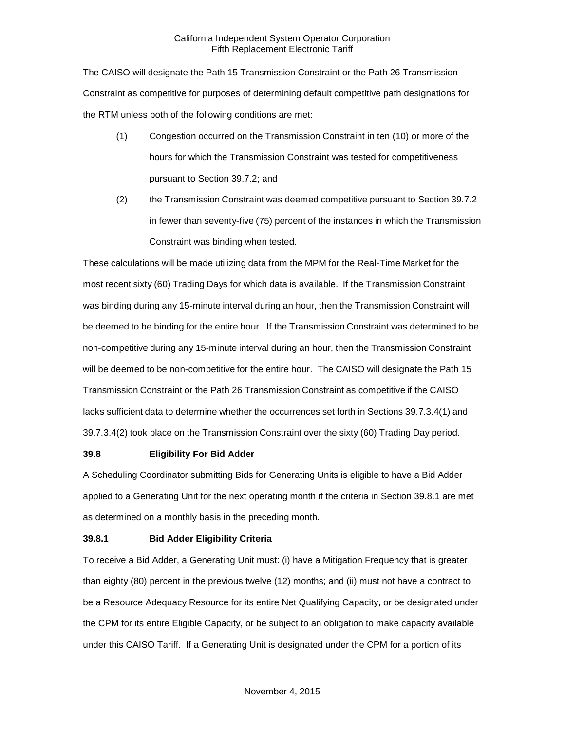The CAISO will designate the Path 15 Transmission Constraint or the Path 26 Transmission Constraint as competitive for purposes of determining default competitive path designations for the RTM unless both of the following conditions are met:

(1) Congestion occurred on the Transmission Constraint in ten (10) or more of the hours for which the Transmission Constraint was tested for competitiveness pursuant to Section 39.7.2; and

(2) the Transmission Constraint was deemed competitive pursuant to Section 39.7.2 in fewer than seventy-five (75) percent of the instances in which the Transmission Constraint was binding when tested.

These calculations will be made utilizing data from the MPM for the Real-Time Market for the most recent sixty (60) Trading Days for which data is available. If the Transmission Constraint was binding during any 15-minute interval during an hour, then the Transmission Constraint will be deemed to be binding for the entire hour. If the Transmission Constraint was determined to be non-competitive during any 15-minute interval during an hour, then the Transmission Constraint will be deemed to be non-competitive for the entire hour. The CAISO will designate the Path 15 Transmission Constraint or the Path 26 Transmission Constraint as competitive if the CAISO lacks sufficient data to determine whether the occurrences set forth in Sections 39.7.3.4(1) and 39.7.3.4(2) took place on the Transmission Constraint over the sixty (60) Trading Day period.

### 39.8 Eligibility For Bid Adder

A Scheduling Coordinator submitting Bids for Generating Units is eligible to have a Bid Adder applied to a Generating Unit for the next operating month if the criteria in Section 39.8.1 are met as determined on a monthly basis in the preceding month.

#### 39.8.1 Bid Adder Eligibility Criteria

To receive a Bid Adder, a Generating Unit must: (i) have a Mitigation Frequency that is greater than eighty (80) percent in the previous twelve (12) months; and (ii) must not have a contract to be a Resource Adequacy Resource for its entire Net Qualifying Capacity, or be designated under the CPM for its entire Eligible Capacity, or be subject to an obligation to make capacity available under this CAISO Tariff. If a Generating Unit is designated under the CPM for a portion of its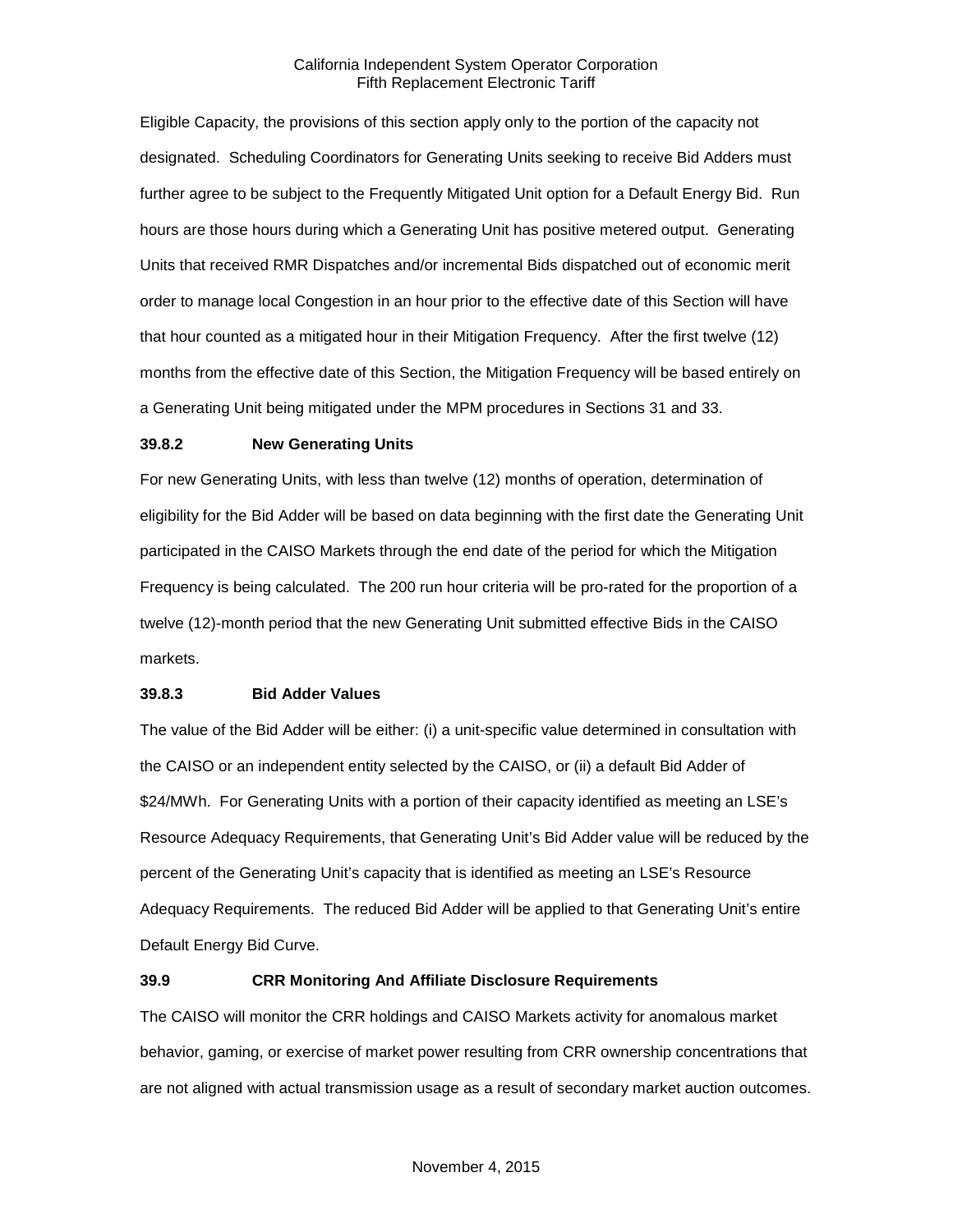Eligible Capacity, the provisions of this section apply only to the portion of the capacity not designated. Scheduling Coordinators for Generating Units seeking to receive Bid Adders must further agree to be subject to the Frequently Mitigated Unit option for a Default Energy Bid. Run hours are those hours during which a Generating Unit has positive metered output. Generating Units that received RMR Dispatches and/or incremental Bids dispatched out of economic merit order to manage local Congestion in an hour prior to the effective date of this Section will have that hour counted as a mitigated hour in their Mitigation Frequency. After the first twelve (12) months from the effective date of this Section, the Mitigation Frequency will be based entirely on a Generating Unit being mitigated under the MPM procedures in Sections 31 and 33.

### 39.8.2 New Generating Units

For new Generating Units, with less than twelve (12) months of operation, determination of eligibility for the Bid Adder will be based on data beginning with the first date the Generating Unit participated in the CAISO Markets through the end date of the period for which the Mitigation Frequency is being calculated. The 200 run hour criteria will be pro-rated for the proportion of a twelve (12)-month period that the new Generating Unit submitted effective Bids in the CAISO markets.

### 39.8.3 Bid Adder Values

The value of the Bid Adder will be either: (i) a unit-specific value determined in consultation with the CAISO or an independent entity selected by the CAISO, or (ii) a default Bid Adder of $24/MWh. For Generating Units with a portion of their capacity identified as meeting an LSE's Resource Adequacy Requirements, that Generating Unit's Bid Adder value will be reduced by the percent of the Generating Unit's capacity that is identified as meeting an LSE's Resource Adequacy Requirements. The reduced Bid Adder will be applied to that Generating Unit's entire Default Energy Bid Curve.

## 39.9 CRR Monitoring And Affiliate Disclosure Requirements

The CAISO will monitor the CRR holdings and CAISO Markets activity for anomalous market behavior, gaming, or exercise of market power resulting from CRR ownership concentrations that are not aligned with actual transmission usage as a result of secondary market auction outcomes.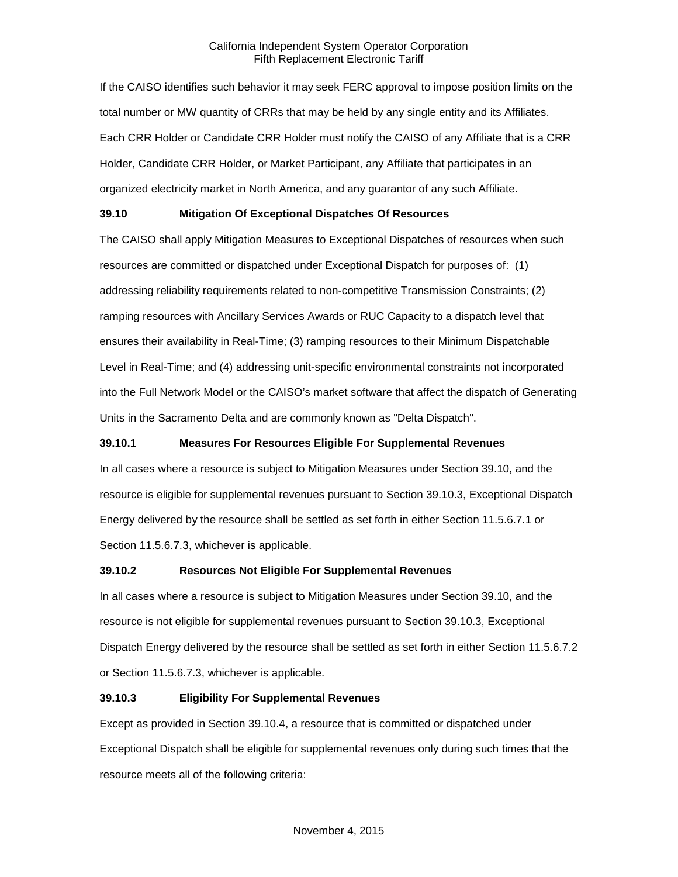If the CAISO identifies such behavior it may seek FERC approval to impose position limits on the total number or MW quantity of CRRs that may be held by any single entity and its Affiliates. Each CRR Holder or Candidate CRR Holder must notify the CAISO of any Affiliate that is a CRR Holder, Candidate CRR Holder, or Market Participant, any Affiliate that participates in an organized electricity market in North America, and any guarantor of any such Affiliate.

### 39.10 Mitigation Of Exceptional Dispatches Of Resources

The CAISO shall apply Mitigation Measures to Exceptional Dispatches of resources when such resources are committed or dispatched under Exceptional Dispatch for purposes of: (1) addressing reliability requirements related to non-competitive Transmission Constraints; (2) ramping resources with Ancillary Services Awards or RUC Capacity to a dispatch level that ensures their availability in Real-Time; (3) ramping resources to their Minimum Dispatchable Level in Real-Time; and (4) addressing unit-specific environmental constraints not incorporated into the Full Network Model or the CAISO's market software that affect the dispatch of Generating Units in the Sacramento Delta and are commonly known as "Delta Dispatch".

### 39.10.1 Measures For Resources Eligible For Supplemental Revenues

In all cases where a resource is subject to Mitigation Measures under Section 39.10, and the resource is eligible for supplemental revenues pursuant to Section 39.10.3, Exceptional Dispatch Energy delivered by the resource shall be settled as set forth in either Section 11.5.6.7.1 or Section 11.5.6.7.3, whichever is applicable.

### 39.10.2 Resources Not Eligible For Supplemental Revenues

In all cases where a resource is subject to Mitigation Measures under Section 39.10, and the resource is not eligible for supplemental revenues pursuant to Section 39.10.3, Exceptional Dispatch Energy delivered by the resource shall be settled as set forth in either Section 11.5.6.7.2 or Section 11.5.6.7.3, whichever is applicable.

### 39.10.3 Eligibility For Supplemental Revenues

Except as provided in Section 39.10.4, a resource that is committed or dispatched under Exceptional Dispatch shall be eligible for supplemental revenues only during such times that the resource meets all of the following criteria: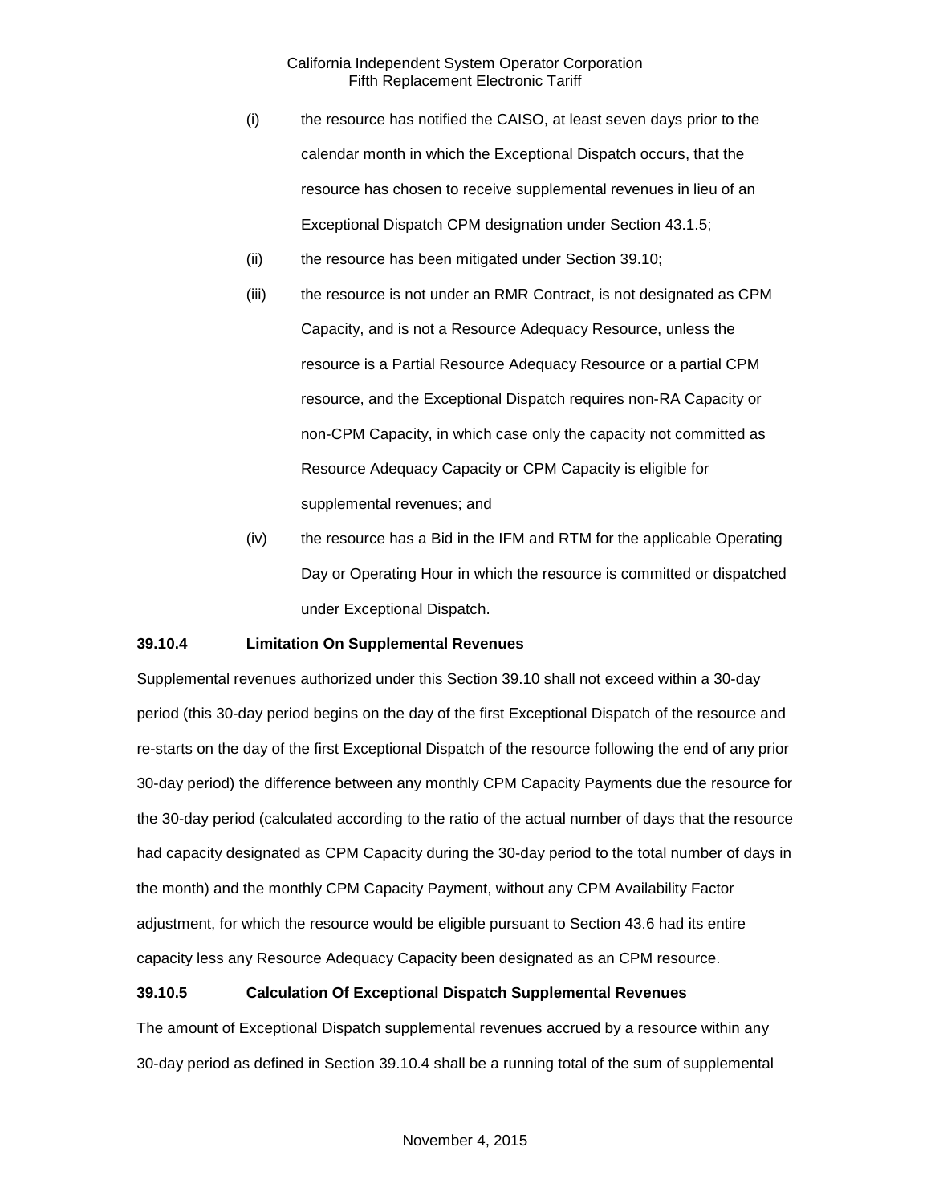(i) the resource has notified the CAISO, at least seven days prior to the calendar month in which the Exceptional Dispatch occurs, that the resource has chosen to receive supplemental revenues in lieu of an Exceptional Dispatch CPM designation under Section 43.1.5;

(ii) the resource has been mitigated under Section 39.10;

(iii) the resource is not under an RMR Contract, is not designated as CPM Capacity, and is not a Resource Adequacy Resource, unless the resource is a Partial Resource Adequacy Resource or a partial CPM resource, and the Exceptional Dispatch requires non-RA Capacity or non-CPM Capacity, in which case only the capacity not committed as Resource Adequacy Capacity or CPM Capacity is eligible for supplemental revenues; and

(iv) the resource has a Bid in the IFM and RTM for the applicable Operating Day or Operating Hour in which the resource is committed or dispatched under Exceptional Dispatch.

**39.10.4 Limitation On Supplemental Revenues**

Supplemental revenues authorized under this Section 39.10 shall not exceed within a 30-day period (this 30-day period begins on the day of the first Exceptional Dispatch of the resource and re-starts on the day of the first Exceptional Dispatch of the resource following the end of any prior 30-day period) the difference between any monthly CPM Capacity Payments due the resource for the 30-day period (calculated according to the ratio of the actual number of days that the resource had capacity designated as CPM Capacity during the 30-day period to the total number of days in the month) and the monthly CPM Capacity Payment, without any CPM Availability Factor adjustment, for which the resource would be eligible pursuant to Section 43.6 had its entire capacity less any Resource Adequacy Capacity been designated as an CPM resource.

**39.10.5 Calculation Of Exceptional Dispatch Supplemental Revenues**

The amount of Exceptional Dispatch supplemental revenues accrued by a resource within any 30-day period as defined in Section 39.10.4 shall be a running total of the sum of supplemental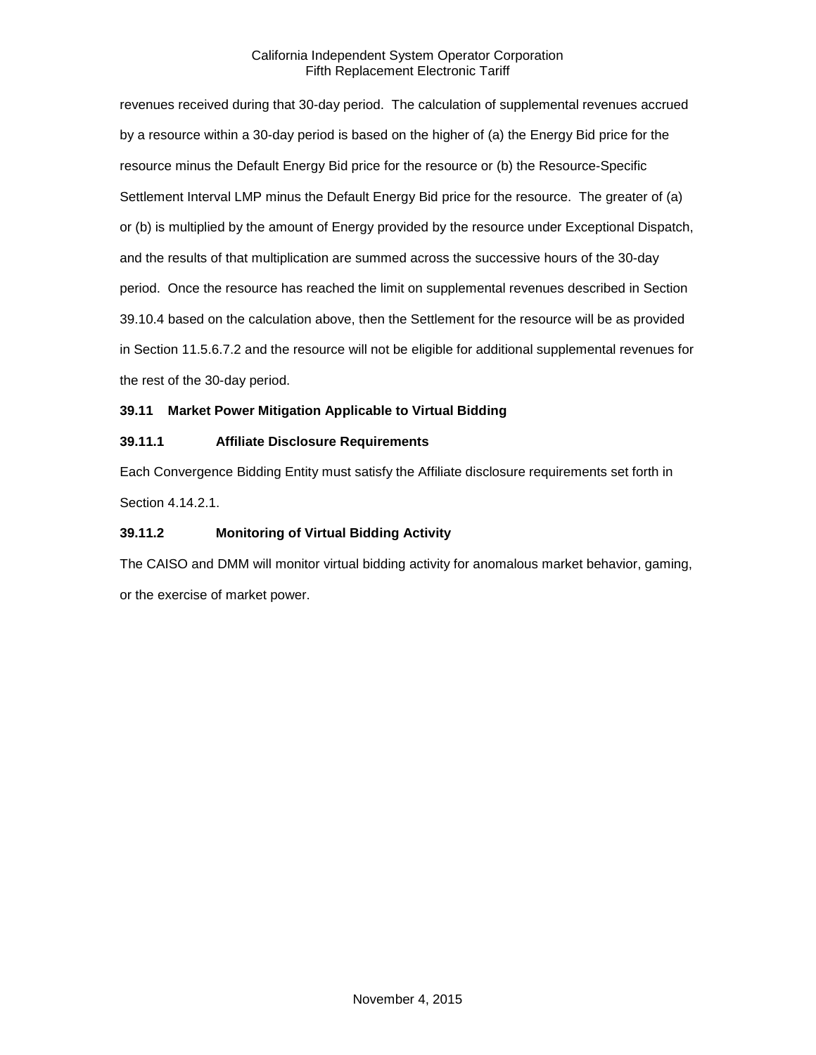revenues received during that 30-day period. The calculation of supplemental revenues accrued by a resource within a 30-day period is based on the higher of (a) the Energy Bid price for the resource minus the Default Energy Bid price for the resource or (b) the Resource-Specific Settlement Interval LMP minus the Default Energy Bid price for the resource. The greater of (a) or (b) is multiplied by the amount of Energy provided by the resource under Exceptional Dispatch, and the results of that multiplication are summed across the successive hours of the 30-day period. Once the resource has reached the limit on supplemental revenues described in Section 39.10.4 based on the calculation above, then the Settlement for the resource will be as provided in Section 11.5.6.7.2 and the resource will not be eligible for additional supplemental revenues for the rest of the 30-day period.

## 39.11 Market Power Mitigation Applicable to Virtual Bidding

### 39.11.1 Affiliate Disclosure Requirements

Each Convergence Bidding Entity must satisfy the Affiliate disclosure requirements set forth in Section 4.14.2.1.

### 39.11.2 Monitoring of Virtual Bidding Activity

The CAISO and DMM will monitor virtual bidding activity for anomalous market behavior, gaming, or the exercise of market power.